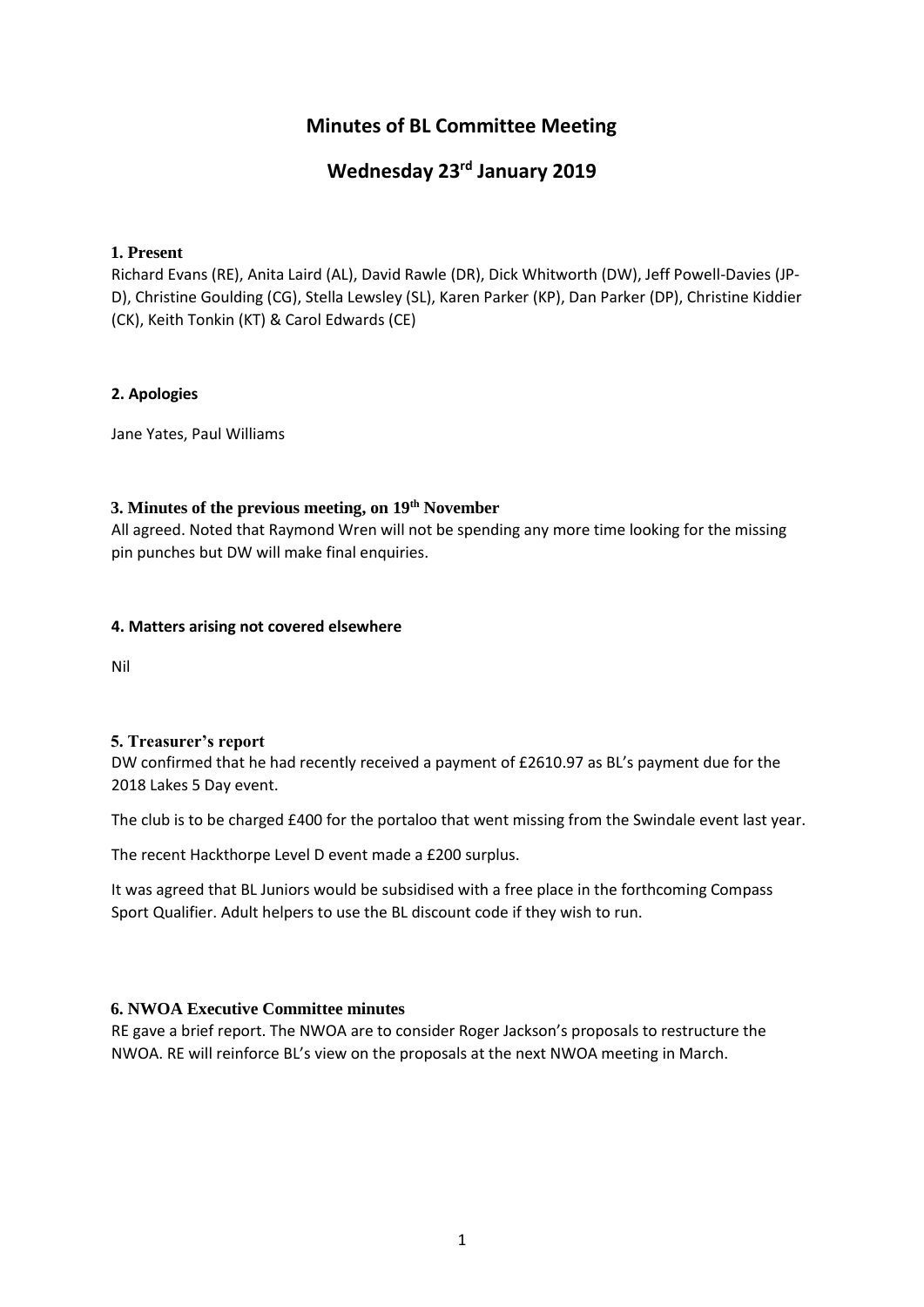# Minutes of BL Committee Meeting

## Wednesday 23rd January 2019

### 1. Present

Richard Evans (RE), Anita Laird (AL), David Rawle (DR), Dick Whitworth (DW), Jeff Powell-Davies (JP-D), Christine Goulding (CG), Stella Lewsley (SL), Karen Parker (KP), Dan Parker (DP), Christine Kiddier (CK), Keith Tonkin (KT) & Carol Edwards (CE)

### 2. Apologies

Jane Yates, Paul Williams

### 3. Minutes of the previous meeting, on 19th November

All agreed. Noted that Raymond Wren will not be spending any more time looking for the missing pin punches but DW will make final enquiries.

### 4. Matters arising not covered elsewhere

Nil

### 5. Treasurer's report

DW confirmed that he had recently received a payment of £2610.97 as BL's payment due for the 2018 Lakes 5 Day event.

The club is to be charged £400 for the portaloo that went missing from the Swindale event last year.

The recent Hackthorpe Level D event made a £200 surplus.

It was agreed that BL Juniors would be subsidised with a free place in the forthcoming Compass Sport Qualifier. Adult helpers to use the BL discount code if they wish to run.

### 6. NWOA Executive Committee minutes

RE gave a brief report. The NWOA are to consider Roger Jackson's proposals to restructure the NWOA. RE will reinforce BL's view on the proposals at the next NWOA meeting in March.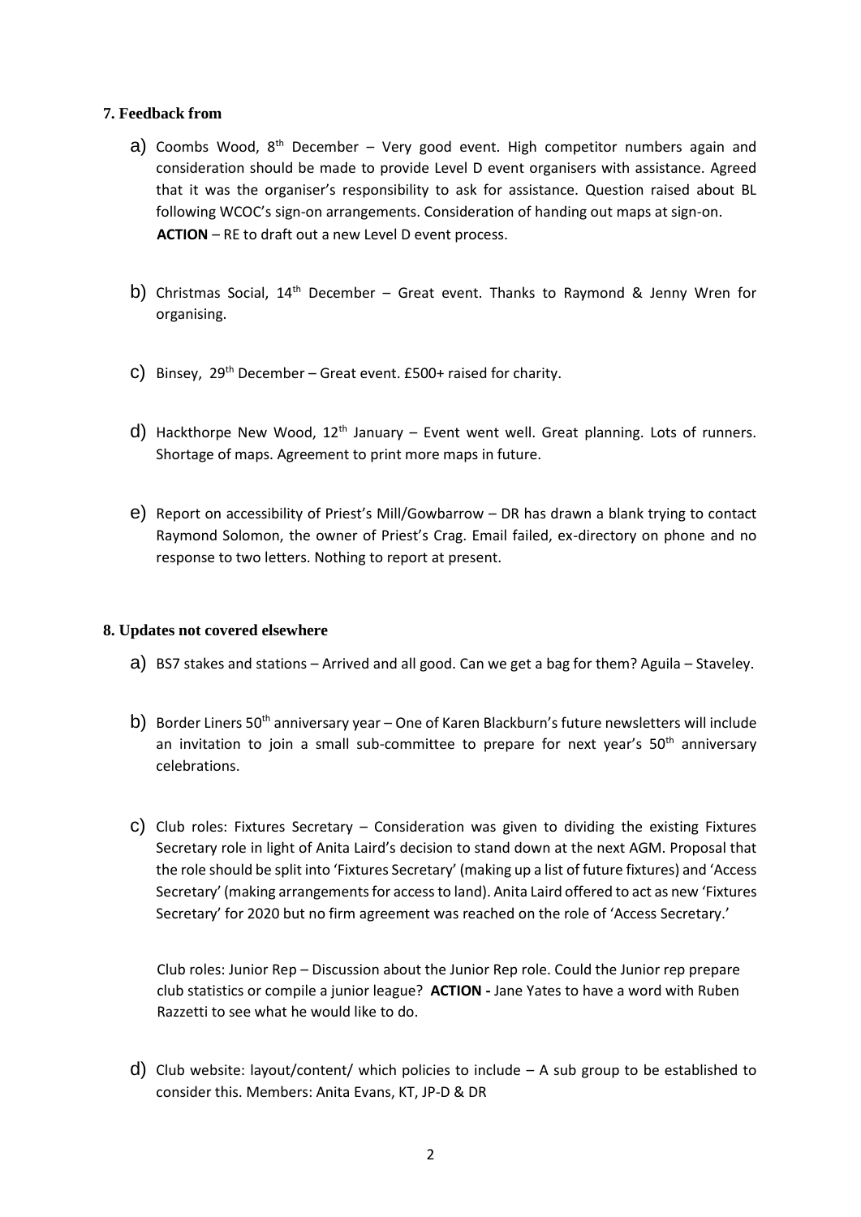## 7. Feedback from

a) Coombs Wood, 8th December – Very good event. High competitor numbers again and consideration should be made to provide Level D event organisers with assistance. Agreed that it was the organiser's responsibility to ask for assistance. Question raised about BL following WCOC's sign-on arrangements. Consideration of handing out maps at sign-on.
**ACTION** – RE to draft out a new Level D event process.

b) Christmas Social, 14th December – Great event. Thanks to Raymond & Jenny Wren for organising.

c) Binsey, 29th December – Great event. £500+ raised for charity.

d) Hackthorpe New Wood, 12th January – Event went well. Great planning. Lots of runners. Shortage of maps. Agreement to print more maps in future.

e) Report on accessibility of Priest's Mill/Gowbarrow – DR has drawn a blank trying to contact Raymond Solomon, the owner of Priest's Crag. Email failed, ex-directory on phone and no response to two letters. Nothing to report at present.

## 8. Updates not covered elsewhere

a) BS7 stakes and stations – Arrived and all good. Can we get a bag for them? Aguila – Staveley.

b) Border Liners 50th anniversary year – One of Karen Blackburn's future newsletters will include an invitation to join a small sub-committee to prepare for next year's 50th anniversary celebrations.

c) Club roles: Fixtures Secretary – Consideration was given to dividing the existing Fixtures Secretary role in light of Anita Laird's decision to stand down at the next AGM. Proposal that the role should be split into 'Fixtures Secretary' (making up a list of future fixtures) and 'Access Secretary' (making arrangements for access to land). Anita Laird offered to act as new 'Fixtures Secretary' for 2020 but no firm agreement was reached on the role of 'Access Secretary.'

Club roles: Junior Rep – Discussion about the Junior Rep role. Could the Junior rep prepare club statistics or compile a junior league? **ACTION -** Jane Yates to have a word with Ruben Razzetti to see what he would like to do.

d) Club website: layout/content/ which policies to include – A sub group to be established to consider this. Members: Anita Evans, KT, JP-D & DR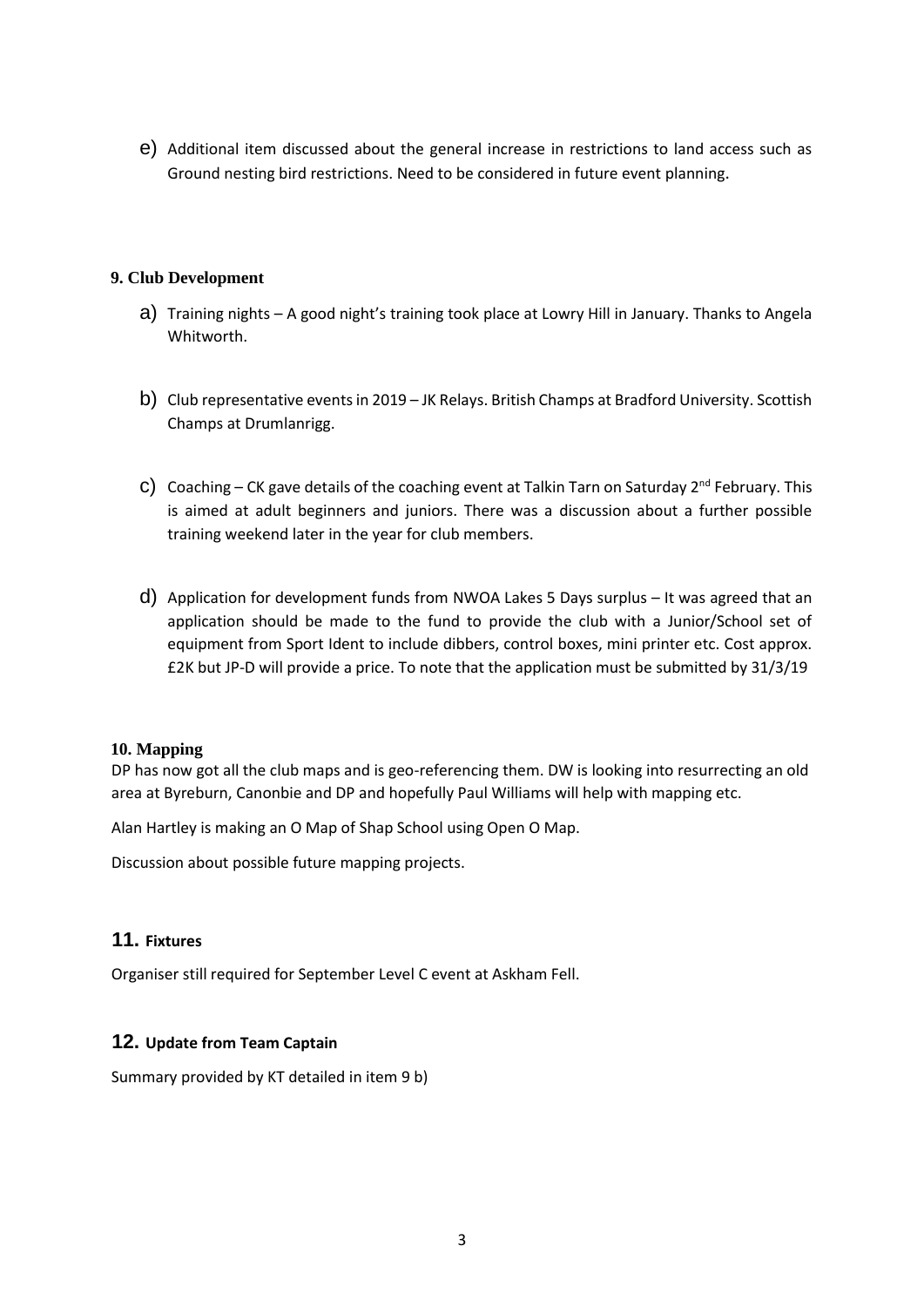e) Additional item discussed about the general increase in restrictions to land access such as Ground nesting bird restrictions. Need to be considered in future event planning.

## 9. Club Development

a) Training nights – A good night's training took place at Lowry Hill in January. Thanks to Angela Whitworth.

b) Club representative events in 2019 – JK Relays. British Champs at Bradford University. Scottish Champs at Drumlanrigg.

c) Coaching – CK gave details of the coaching event at Talkin Tarn on Saturday 2nd February. This is aimed at adult beginners and juniors. There was a discussion about a further possible training weekend later in the year for club members.

d) Application for development funds from NWOA Lakes 5 Days surplus – It was agreed that an application should be made to the fund to provide the club with a Junior/School set of equipment from Sport Ident to include dibbers, control boxes, mini printer etc. Cost approx. £2K but JP-D will provide a price. To note that the application must be submitted by 31/3/19

## 10. Mapping

DP has now got all the club maps and is geo-referencing them. DW is looking into resurrecting an old area at Byreburn, Canonbie and DP and hopefully Paul Williams will help with mapping etc.

Alan Hartley is making an O Map of Shap School using Open O Map.

Discussion about possible future mapping projects.

## 11. Fixtures

Organiser still required for September Level C event at Askham Fell.

## 12. Update from Team Captain

Summary provided by KT detailed in item 9 b)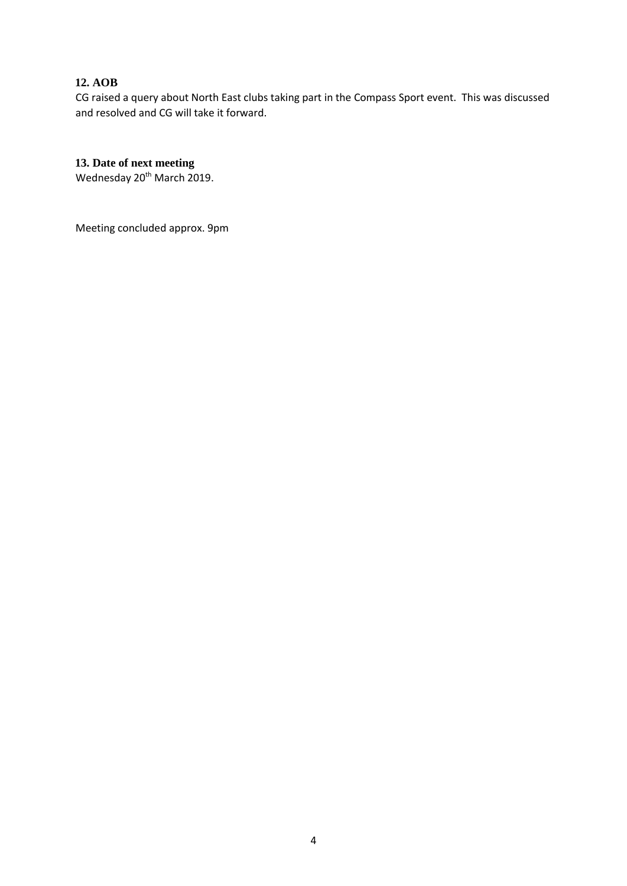## 12. AOB

CG raised a query about North East clubs taking part in the Compass Sport event. This was discussed and resolved and CG will take it forward.

## 13. Date of next meeting

Wednesday 20th March 2019.

Meeting concluded approx. 9pm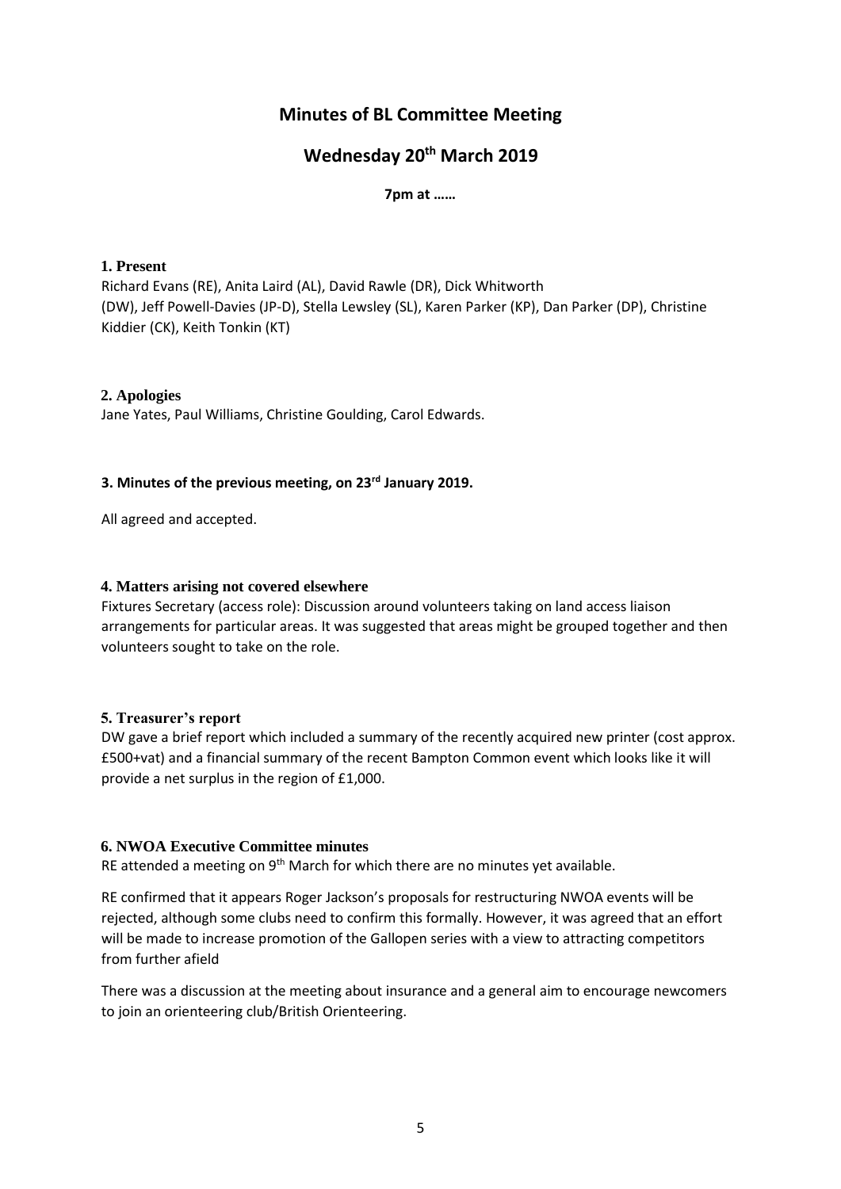# Minutes of BL Committee Meeting

## Wednesday 20th March 2019

**7pm at ……**

**1. Present**

Richard Evans (RE), Anita Laird (AL), David Rawle (DR), Dick Whitworth (DW), Jeff Powell-Davies (JP-D), Stella Lewsley (SL), Karen Parker (KP), Dan Parker (DP), Christine Kiddier (CK), Keith Tonkin (KT)

**2. Apologies**

Jane Yates, Paul Williams, Christine Goulding, Carol Edwards.

**3. Minutes of the previous meeting, on 23rd January 2019.**

All agreed and accepted.

**4. Matters arising not covered elsewhere**

Fixtures Secretary (access role): Discussion around volunteers taking on land access liaison arrangements for particular areas. It was suggested that areas might be grouped together and then volunteers sought to take on the role.

**5. Treasurer's report**

DW gave a brief report which included a summary of the recently acquired new printer (cost approx. £500+vat) and a financial summary of the recent Bampton Common event which looks like it will provide a net surplus in the region of £1,000.

**6. NWOA Executive Committee minutes**

RE attended a meeting on 9th March for which there are no minutes yet available.

RE confirmed that it appears Roger Jackson's proposals for restructuring NWOA events will be rejected, although some clubs need to confirm this formally. However, it was agreed that an effort will be made to increase promotion of the Gallopen series with a view to attracting competitors from further afield

There was a discussion at the meeting about insurance and a general aim to encourage newcomers to join an orienteering club/British Orienteering.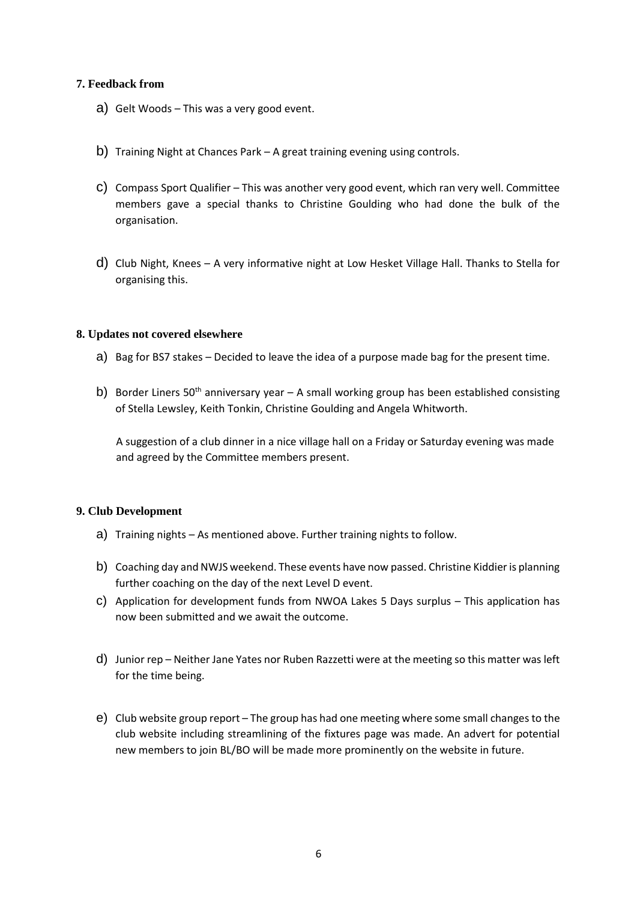**7. Feedback from**

a) Gelt Woods – This was a very good event.

b) Training Night at Chances Park – A great training evening using controls.

c) Compass Sport Qualifier – This was another very good event, which ran very well. Committee members gave a special thanks to Christine Goulding who had done the bulk of the organisation.

d) Club Night, Knees – A very informative night at Low Hesket Village Hall. Thanks to Stella for organising this.

**8. Updates not covered elsewhere**

a) Bag for BS7 stakes – Decided to leave the idea of a purpose made bag for the present time.

b) Border Liners 50th anniversary year – A small working group has been established consisting of Stella Lewsley, Keith Tonkin, Christine Goulding and Angela Whitworth.

   A suggestion of a club dinner in a nice village hall on a Friday or Saturday evening was made and agreed by the Committee members present.

**9. Club Development**

a) Training nights – As mentioned above. Further training nights to follow.

b) Coaching day and NWJS weekend. These events have now passed. Christine Kiddier is planning further coaching on the day of the next Level D event.

c) Application for development funds from NWOA Lakes 5 Days surplus – This application has now been submitted and we await the outcome.

d) Junior rep – Neither Jane Yates nor Ruben Razzetti were at the meeting so this matter was left for the time being.

e) Club website group report – The group has had one meeting where some small changes to the club website including streamlining of the fixtures page was made. An advert for potential new members to join BL/BO will be made more prominently on the website in future.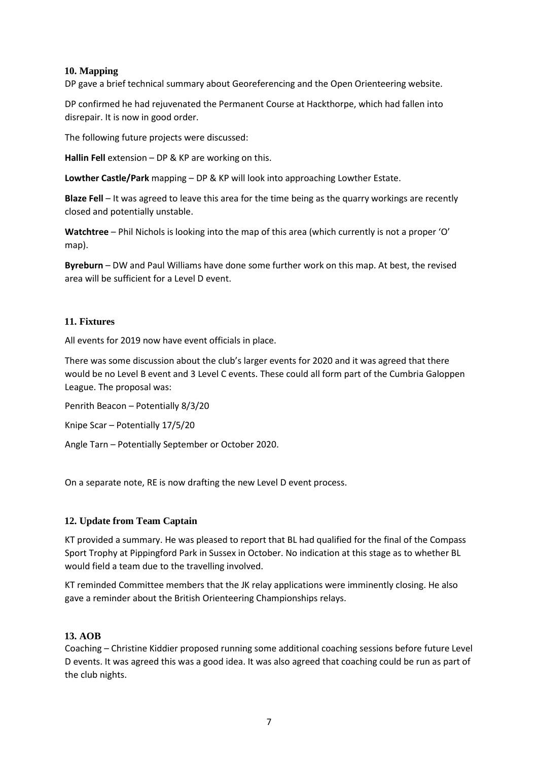## 10. Mapping

DP gave a brief technical summary about Georeferencing and the Open Orienteering website.

DP confirmed he had rejuvenated the Permanent Course at Hackthorpe, which had fallen into disrepair. It is now in good order.

The following future projects were discussed:

**Hallin Fell** extension – DP & KP are working on this.

**Lowther Castle/Park** mapping – DP & KP will look into approaching Lowther Estate.

**Blaze Fell** – It was agreed to leave this area for the time being as the quarry workings are recently closed and potentially unstable.

**Watchtree** – Phil Nichols is looking into the map of this area (which currently is not a proper 'O' map).

**Byreburn** – DW and Paul Williams have done some further work on this map. At best, the revised area will be sufficient for a Level D event.

## 11. Fixtures

All events for 2019 now have event officials in place.

There was some discussion about the club's larger events for 2020 and it was agreed that there would be no Level B event and 3 Level C events. These could all form part of the Cumbria Galoppen League. The proposal was:

Penrith Beacon – Potentially 8/3/20

Knipe Scar – Potentially 17/5/20

Angle Tarn – Potentially September or October 2020.

On a separate note, RE is now drafting the new Level D event process.

## 12. Update from Team Captain

KT provided a summary. He was pleased to report that BL had qualified for the final of the Compass Sport Trophy at Pippingford Park in Sussex in October. No indication at this stage as to whether BL would field a team due to the travelling involved.

KT reminded Committee members that the JK relay applications were imminently closing. He also gave a reminder about the British Orienteering Championships relays.

## 13. AOB

Coaching – Christine Kiddier proposed running some additional coaching sessions before future Level D events. It was agreed this was a good idea. It was also agreed that coaching could be run as part of the club nights.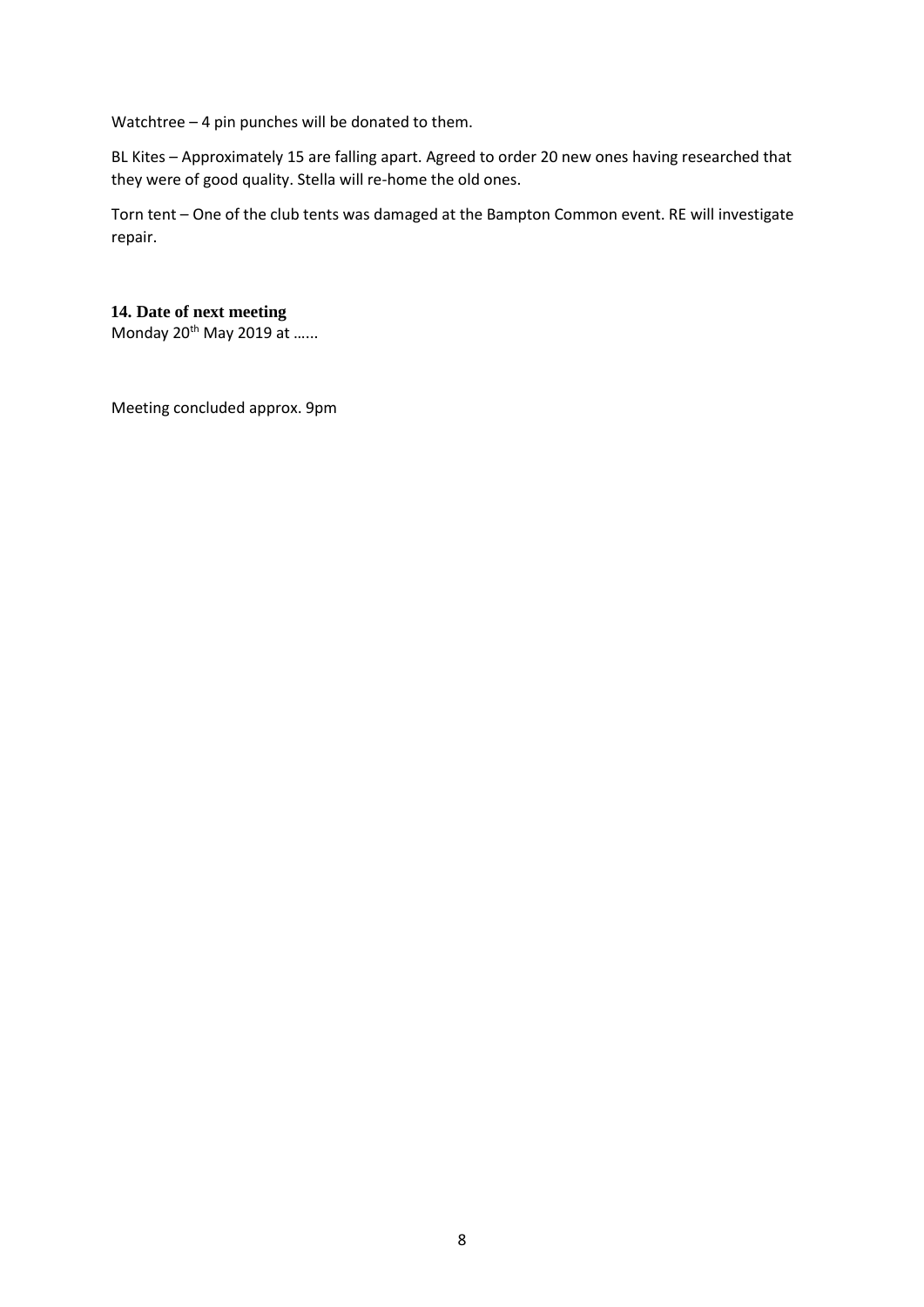Watchtree – 4 pin punches will be donated to them.

BL Kites – Approximately 15 are falling apart. Agreed to order 20 new ones having researched that they were of good quality. Stella will re-home the old ones.

Torn tent – One of the club tents was damaged at the Bampton Common event. RE will investigate repair.

**14. Date of next meeting**

Monday 20th May 2019 at …...

Meeting concluded approx. 9pm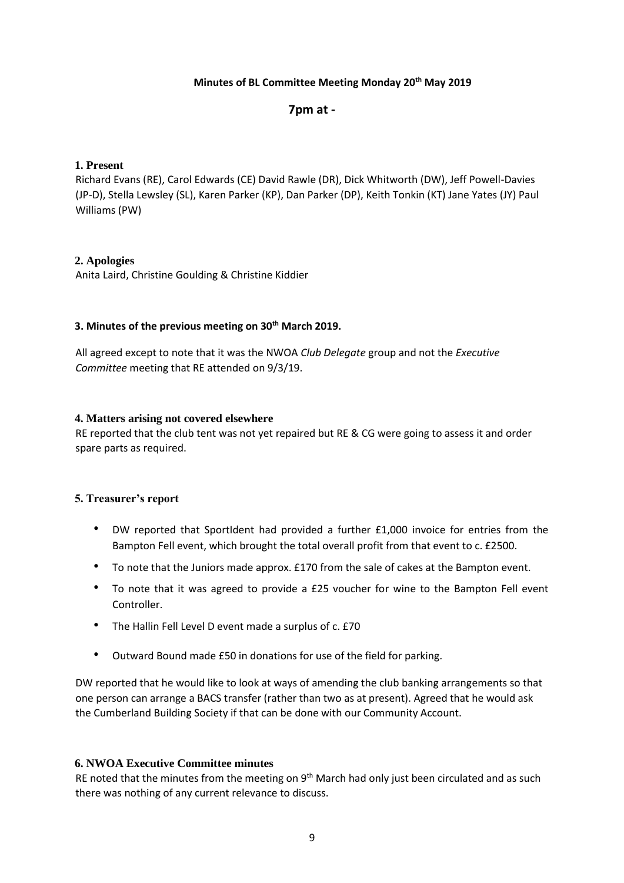**Minutes of BL Committee Meeting Monday 20th May 2019**

**7pm at -**

## 1. Present

Richard Evans (RE), Carol Edwards (CE) David Rawle (DR), Dick Whitworth (DW), Jeff Powell-Davies (JP-D), Stella Lewsley (SL), Karen Parker (KP), Dan Parker (DP), Keith Tonkin (KT) Jane Yates (JY) Paul Williams (PW)

## 2. Apologies

Anita Laird, Christine Goulding & Christine Kiddier

## 3. Minutes of the previous meeting on 30th March 2019.

All agreed except to note that it was the NWOA *Club Delegate* group and not the *Executive Committee* meeting that RE attended on 9/3/19.

## 4. Matters arising not covered elsewhere

RE reported that the club tent was not yet repaired but RE & CG were going to assess it and order spare parts as required.

## 5. Treasurer's report

- DW reported that SportIdent had provided a further £1,000 invoice for entries from the Bampton Fell event, which brought the total overall profit from that event to c. £2500.
- To note that the Juniors made approx. £170 from the sale of cakes at the Bampton event.
- To note that it was agreed to provide a £25 voucher for wine to the Bampton Fell event Controller.
- The Hallin Fell Level D event made a surplus of c. £70
- Outward Bound made £50 in donations for use of the field for parking.

DW reported that he would like to look at ways of amending the club banking arrangements so that one person can arrange a BACS transfer (rather than two as at present). Agreed that he would ask the Cumberland Building Society if that can be done with our Community Account.

## 6. NWOA Executive Committee minutes

RE noted that the minutes from the meeting on 9th March had only just been circulated and as such there was nothing of any current relevance to discuss.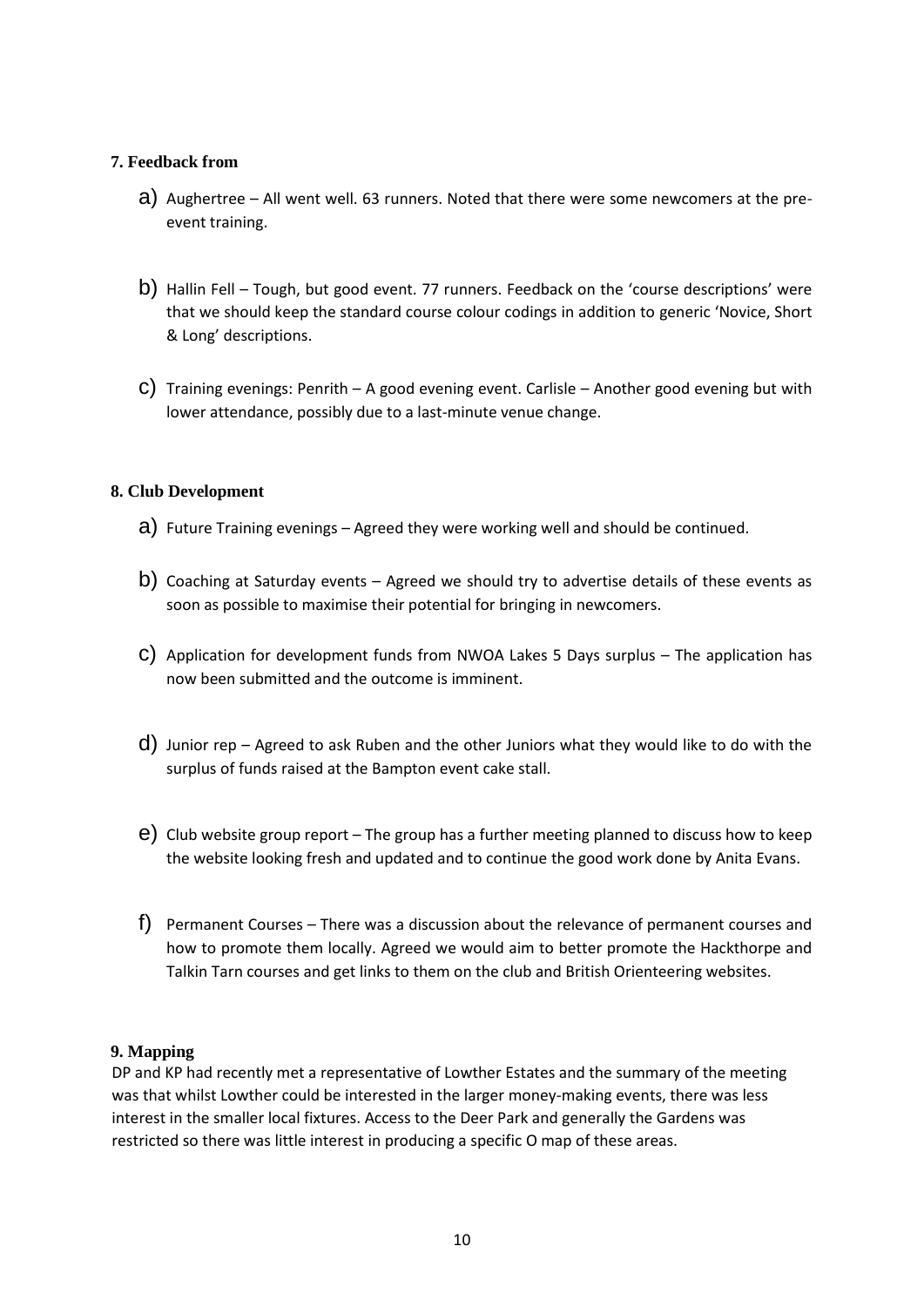**7. Feedback from**

a) Aughertree – All went well. 63 runners. Noted that there were some newcomers at the pre-event training.

b) Hallin Fell – Tough, but good event. 77 runners. Feedback on the 'course descriptions' were that we should keep the standard course colour codings in addition to generic 'Novice, Short & Long' descriptions.

c) Training evenings: Penrith – A good evening event. Carlisle – Another good evening but with lower attendance, possibly due to a last-minute venue change.

**8. Club Development**

a) Future Training evenings – Agreed they were working well and should be continued.

b) Coaching at Saturday events – Agreed we should try to advertise details of these events as soon as possible to maximise their potential for bringing in newcomers.

c) Application for development funds from NWOA Lakes 5 Days surplus – The application has now been submitted and the outcome is imminent.

d) Junior rep – Agreed to ask Ruben and the other Juniors what they would like to do with the surplus of funds raised at the Bampton event cake stall.

e) Club website group report – The group has a further meeting planned to discuss how to keep the website looking fresh and updated and to continue the good work done by Anita Evans.

f) Permanent Courses – There was a discussion about the relevance of permanent courses and how to promote them locally. Agreed we would aim to better promote the Hackthorpe and Talkin Tarn courses and get links to them on the club and British Orienteering websites.

**9. Mapping**

DP and KP had recently met a representative of Lowther Estates and the summary of the meeting was that whilst Lowther could be interested in the larger money-making events, there was less interest in the smaller local fixtures. Access to the Deer Park and generally the Gardens was restricted so there was little interest in producing a specific O map of these areas.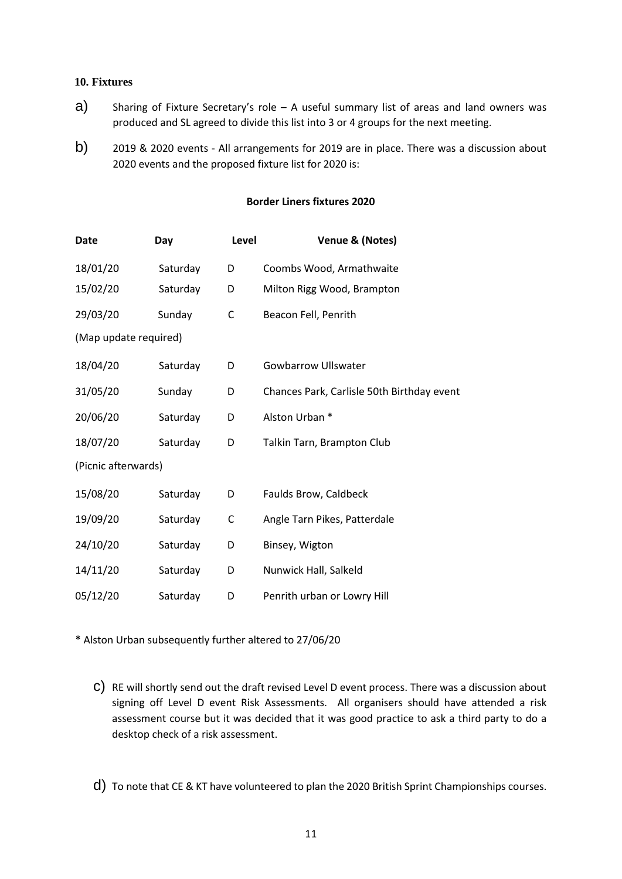**10. Fixtures**

a) Sharing of Fixture Secretary's role – A useful summary list of areas and land owners was produced and SL agreed to divide this list into 3 or 4 groups for the next meeting.

b) 2019 & 2020 events - All arrangements for 2019 are in place. There was a discussion about 2020 events and the proposed fixture list for 2020 is:

**Border Liners fixtures 2020**

| Date | Day | Level | Venue & (Notes) |
|---|---|---|---|
| 18/01/20 | Saturday | D | Coombs Wood, Armathwaite |
| 15/02/20 | Saturday | D | Milton Rigg Wood, Brampton |
| 29/03/20 | Sunday | C | Beacon Fell, Penrith |
| (Map update required) | | | |
| 18/04/20 | Saturday | D | Gowbarrow Ullswater |
| 31/05/20 | Sunday | D | Chances Park, Carlisle 50th Birthday event |
| 20/06/20 | Saturday | D | Alston Urban * |
| 18/07/20 | Saturday | D | Talkin Tarn, Brampton Club |
| (Picnic afterwards) | | | |
| 15/08/20 | Saturday | D | Faulds Brow, Caldbeck |
| 19/09/20 | Saturday | C | Angle Tarn Pikes, Patterdale |
| 24/10/20 | Saturday | D | Binsey, Wigton |
| 14/11/20 | Saturday | D | Nunwick Hall, Salkeld |
| 05/12/20 | Saturday | D | Penrith urban or Lowry Hill |

* Alston Urban subsequently further altered to 27/06/20

c) RE will shortly send out the draft revised Level D event process. There was a discussion about signing off Level D event Risk Assessments. All organisers should have attended a risk assessment course but it was decided that it was good practice to ask a third party to do a desktop check of a risk assessment.

d) To note that CE & KT have volunteered to plan the 2020 British Sprint Championships courses.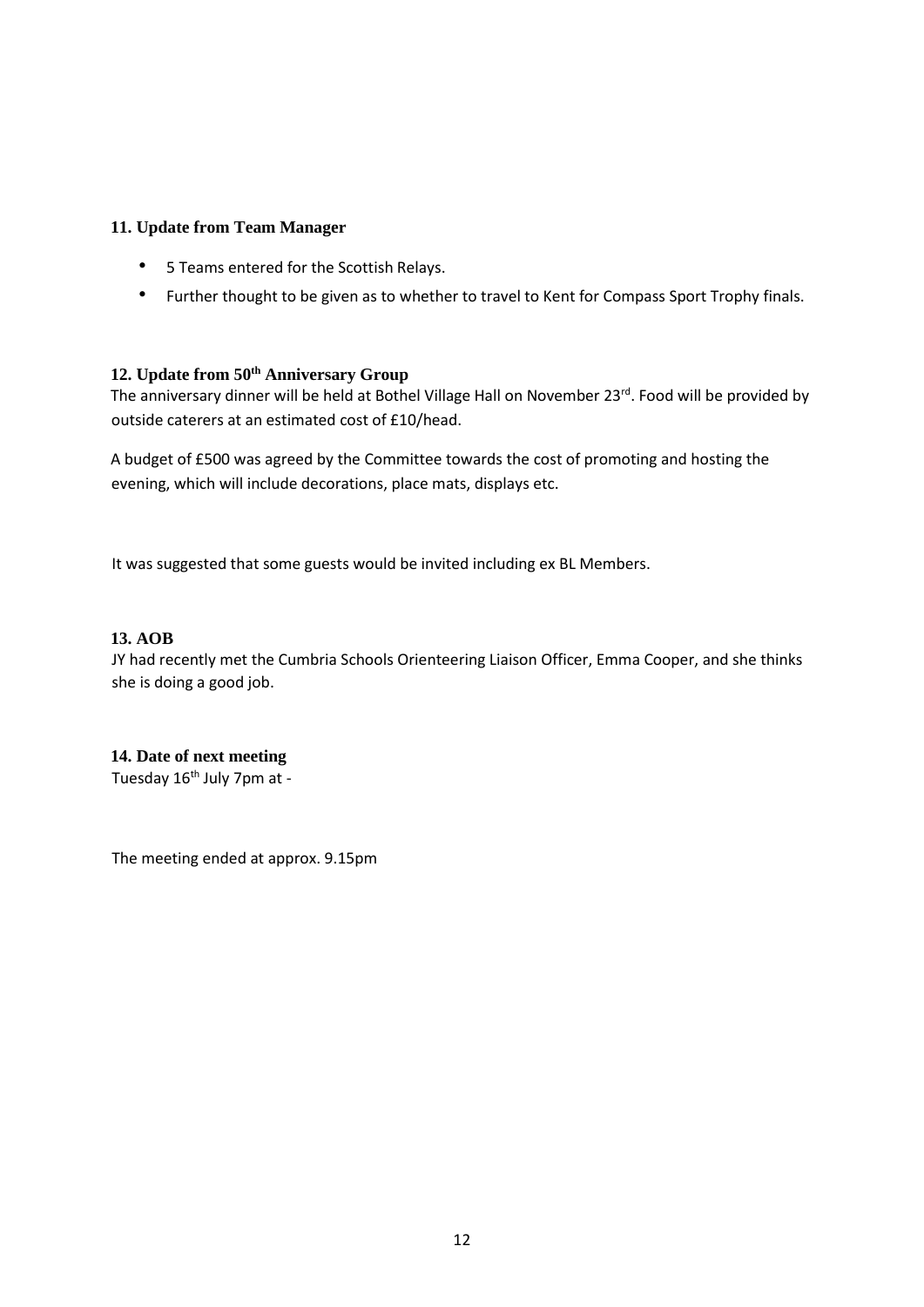### 11. Update from Team Manager

- 5 Teams entered for the Scottish Relays.
- Further thought to be given as to whether to travel to Kent for Compass Sport Trophy finals.

### 12. Update from 50th Anniversary Group

The anniversary dinner will be held at Bothel Village Hall on November 23rd. Food will be provided by outside caterers at an estimated cost of £10/head.

A budget of £500 was agreed by the Committee towards the cost of promoting and hosting the evening, which will include decorations, place mats, displays etc.

It was suggested that some guests would be invited including ex BL Members.

### 13. AOB

JY had recently met the Cumbria Schools Orienteering Liaison Officer, Emma Cooper, and she thinks she is doing a good job.

### 14. Date of next meeting

Tuesday 16th July 7pm at -

The meeting ended at approx. 9.15pm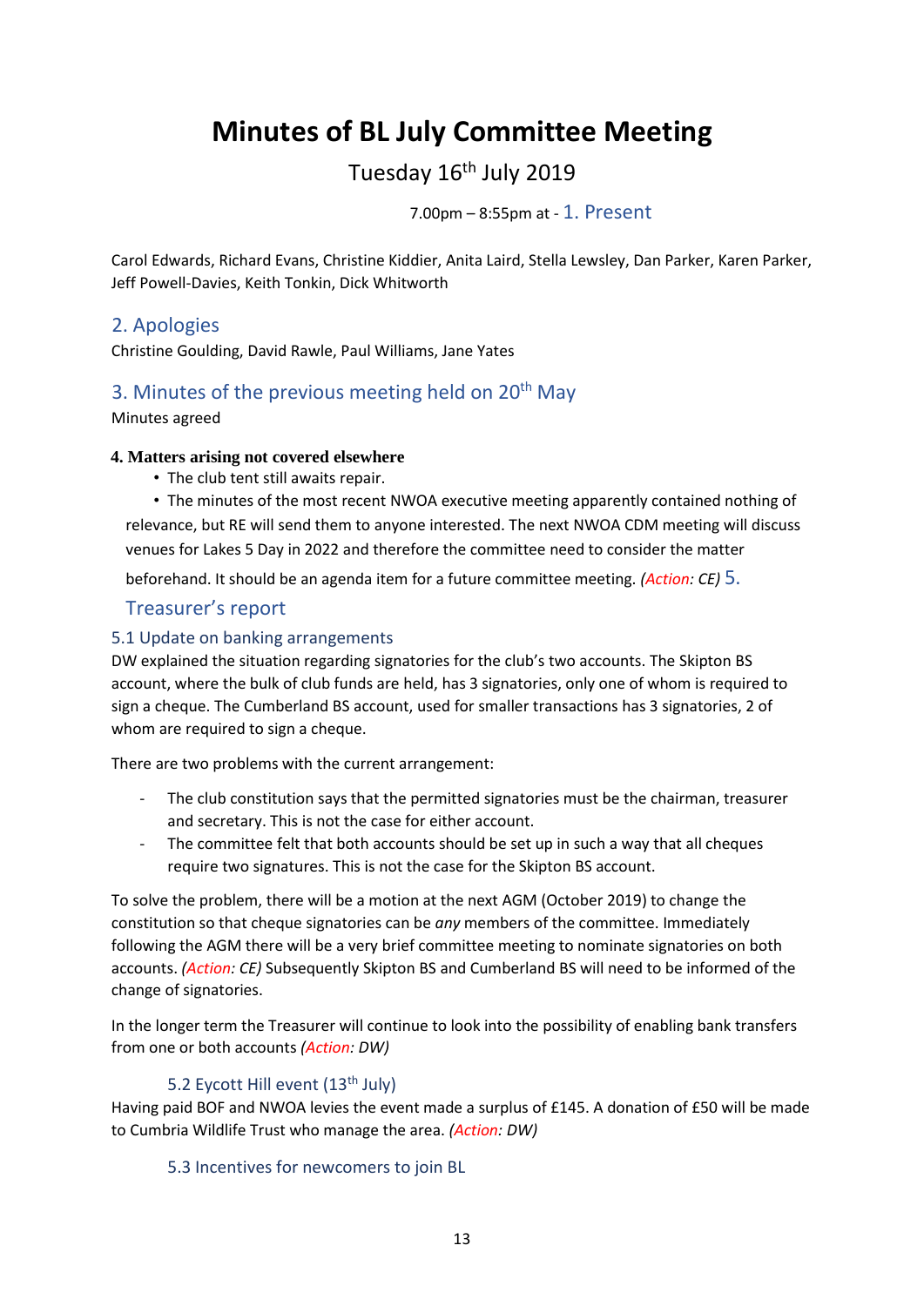# Minutes of BL July Committee Meeting

Tuesday 16th July 2019

7.00pm – 8:55pm at -

## 1. Present

Carol Edwards, Richard Evans, Christine Kiddier, Anita Laird, Stella Lewsley, Dan Parker, Karen Parker, Jeff Powell-Davies, Keith Tonkin, Dick Whitworth

## 2. Apologies

Christine Goulding, David Rawle, Paul Williams, Jane Yates

## 3. Minutes of the previous meeting held on 20th May

Minutes agreed

**4. Matters arising not covered elsewhere**

- The club tent still awaits repair.
- The minutes of the most recent NWOA executive meeting apparently contained nothing of relevance, but RE will send them to anyone interested. The next NWOA CDM meeting will discuss venues for Lakes 5 Day in 2022 and therefore the committee need to consider the matter beforehand. It should be an agenda item for a future committee meeting. *(Action: CE)*

## 5. Treasurer's report

### 5.1 Update on banking arrangements

DW explained the situation regarding signatories for the club's two accounts. The Skipton BS account, where the bulk of club funds are held, has 3 signatories, only one of whom is required to sign a cheque. The Cumberland BS account, used for smaller transactions has 3 signatories, 2 of whom are required to sign a cheque.

There are two problems with the current arrangement:

- The club constitution says that the permitted signatories must be the chairman, treasurer and secretary. This is not the case for either account.
- The committee felt that both accounts should be set up in such a way that all cheques require two signatures. This is not the case for the Skipton BS account.

To solve the problem, there will be a motion at the next AGM (October 2019) to change the constitution so that cheque signatories can be *any* members of the committee. Immediately following the AGM there will be a very brief committee meeting to nominate signatories on both accounts. *(Action: CE)* Subsequently Skipton BS and Cumberland BS will need to be informed of the change of signatories.

In the longer term the Treasurer will continue to look into the possibility of enabling bank transfers from one or both accounts *(Action: DW)*

### 5.2 Eycott Hill event (13th July)

Having paid BOF and NWOA levies the event made a surplus of £145. A donation of £50 will be made to Cumbria Wildlife Trust who manage the area. *(Action: DW)*

### 5.3 Incentives for newcomers to join BL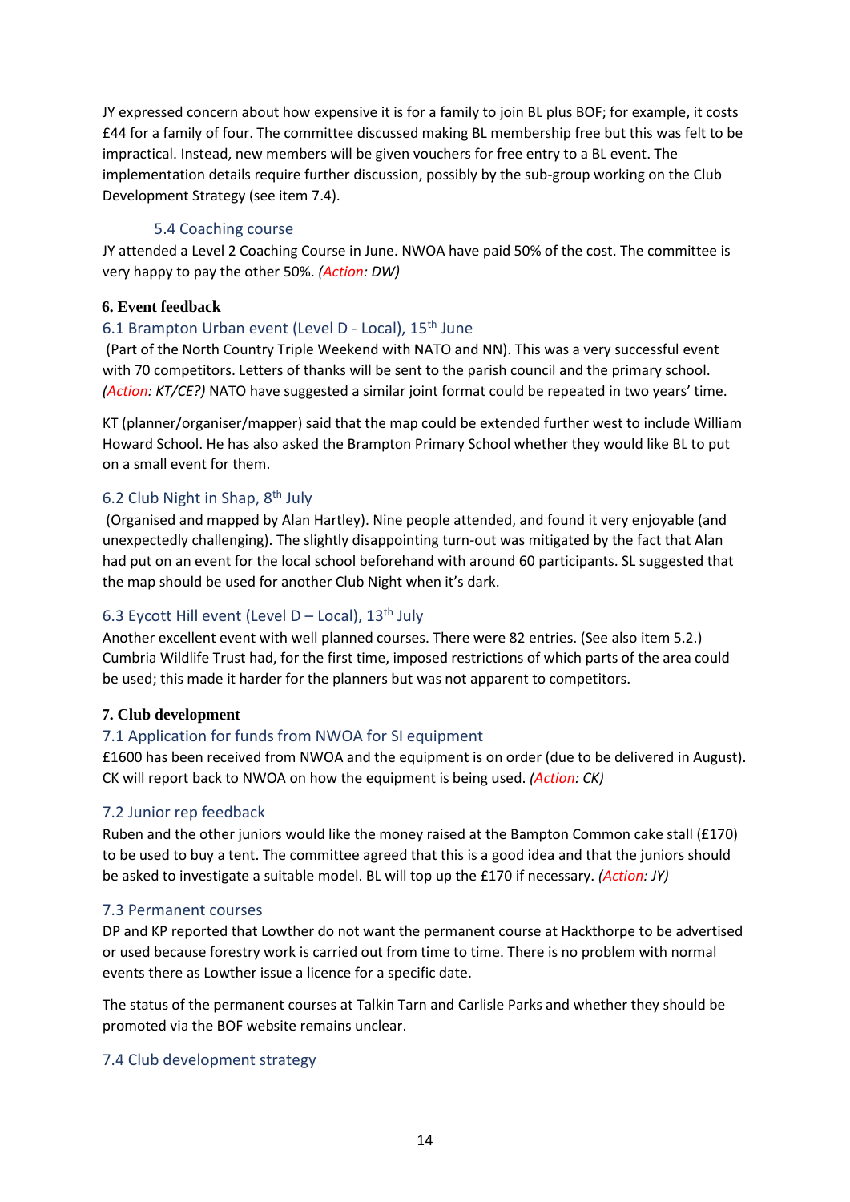JY expressed concern about how expensive it is for a family to join BL plus BOF; for example, it costs £44 for a family of four. The committee discussed making BL membership free but this was felt to be impractical. Instead, new members will be given vouchers for free entry to a BL event. The implementation details require further discussion, possibly by the sub-group working on the Club Development Strategy (see item 7.4).

### 5.4 Coaching course

JY attended a Level 2 Coaching Course in June. NWOA have paid 50% of the cost. The committee is very happy to pay the other 50%. *(Action: DW)*

## 6. Event feedback

### 6.1 Brampton Urban event (Level D - Local), 15th June

(Part of the North Country Triple Weekend with NATO and NN). This was a very successful event with 70 competitors. Letters of thanks will be sent to the parish council and the primary school. *(Action: KT/CE?)* NATO have suggested a similar joint format could be repeated in two years' time.

KT (planner/organiser/mapper) said that the map could be extended further west to include William Howard School. He has also asked the Brampton Primary School whether they would like BL to put on a small event for them.

### 6.2 Club Night in Shap, 8th July

(Organised and mapped by Alan Hartley). Nine people attended, and found it very enjoyable (and unexpectedly challenging). The slightly disappointing turn-out was mitigated by the fact that Alan had put on an event for the local school beforehand with around 60 participants. SL suggested that the map should be used for another Club Night when it's dark.

### 6.3 Eycott Hill event (Level D – Local), 13th July

Another excellent event with well planned courses. There were 82 entries. (See also item 5.2.) Cumbria Wildlife Trust had, for the first time, imposed restrictions of which parts of the area could be used; this made it harder for the planners but was not apparent to competitors.

## 7. Club development

### 7.1 Application for funds from NWOA for SI equipment

£1600 has been received from NWOA and the equipment is on order (due to be delivered in August). CK will report back to NWOA on how the equipment is being used. *(Action: CK)*

### 7.2 Junior rep feedback

Ruben and the other juniors would like the money raised at the Bampton Common cake stall (£170) to be used to buy a tent. The committee agreed that this is a good idea and that the juniors should be asked to investigate a suitable model. BL will top up the £170 if necessary. *(Action: JY)*

### 7.3 Permanent courses

DP and KP reported that Lowther do not want the permanent course at Hackthorpe to be advertised or used because forestry work is carried out from time to time. There is no problem with normal events there as Lowther issue a licence for a specific date.

The status of the permanent courses at Talkin Tarn and Carlisle Parks and whether they should be promoted via the BOF website remains unclear.

### 7.4 Club development strategy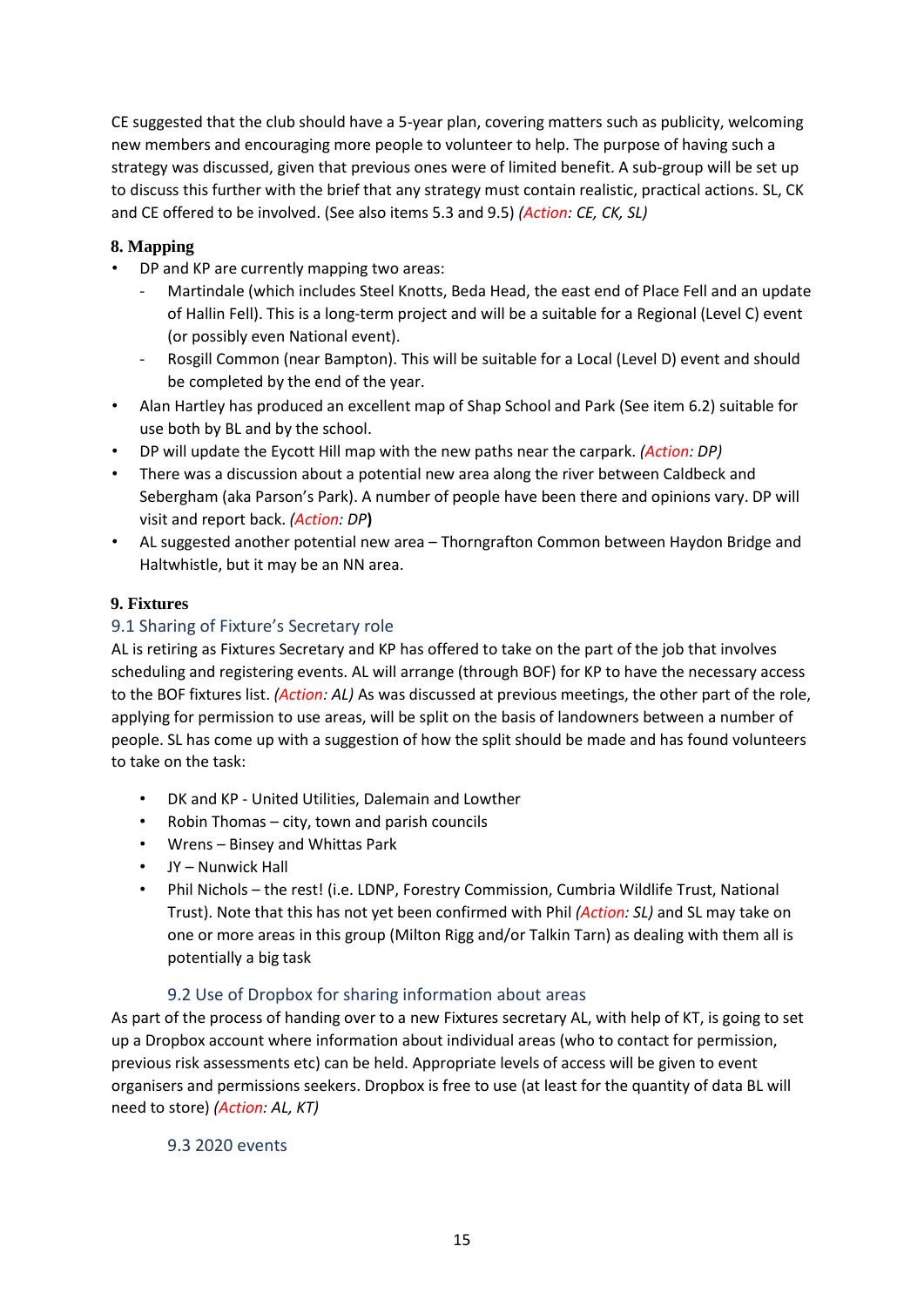CE suggested that the club should have a 5-year plan, covering matters such as publicity, welcoming new members and encouraging more people to volunteer to help. The purpose of having such a strategy was discussed, given that previous ones were of limited benefit. A sub-group will be set up to discuss this further with the brief that any strategy must contain realistic, practical actions. SL, CK and CE offered to be involved. (See also items 5.3 and 9.5) *(Action: CE, CK, SL)*

## 8. Mapping

- DP and KP are currently mapping two areas:
  - Martindale (which includes Steel Knotts, Beda Head, the east end of Place Fell and an update of Hallin Fell). This is a long-term project and will be a suitable for a Regional (Level C) event (or possibly even National event).
  - Rosgill Common (near Bampton). This will be suitable for a Local (Level D) event and should be completed by the end of the year.
- Alan Hartley has produced an excellent map of Shap School and Park (See item 6.2) suitable for use both by BL and by the school.
- DP will update the Eycott Hill map with the new paths near the carpark. *(Action: DP)*
- There was a discussion about a potential new area along the river between Caldbeck and Sebergham (aka Parson's Park). A number of people have been there and opinions vary. DP will visit and report back. *(Action: DP)*
- AL suggested another potential new area – Thorngrafton Common between Haydon Bridge and Haltwhistle, but it may be an NN area.

## 9. Fixtures

### 9.1 Sharing of Fixture's Secretary role

AL is retiring as Fixtures Secretary and KP has offered to take on the part of the job that involves scheduling and registering events. AL will arrange (through BOF) for KP to have the necessary access to the BOF fixtures list. *(Action: AL)* As was discussed at previous meetings, the other part of the role, applying for permission to use areas, will be split on the basis of landowners between a number of people. SL has come up with a suggestion of how the split should be made and has found volunteers to take on the task:

- DK and KP - United Utilities, Dalemain and Lowther
- Robin Thomas – city, town and parish councils
- Wrens – Binsey and Whittas Park
- JY – Nunwick Hall
- Phil Nichols – the rest! (i.e. LDNP, Forestry Commission, Cumbria Wildlife Trust, National Trust). Note that this has not yet been confirmed with Phil *(Action: SL)* and SL may take on one or more areas in this group (Milton Rigg and/or Talkin Tarn) as dealing with them all is potentially a big task

### 9.2 Use of Dropbox for sharing information about areas

As part of the process of handing over to a new Fixtures secretary AL, with help of KT, is going to set up a Dropbox account where information about individual areas (who to contact for permission, previous risk assessments etc) can be held. Appropriate levels of access will be given to event organisers and permissions seekers. Dropbox is free to use (at least for the quantity of data BL will need to store) *(Action: AL, KT)*

### 9.3 2020 events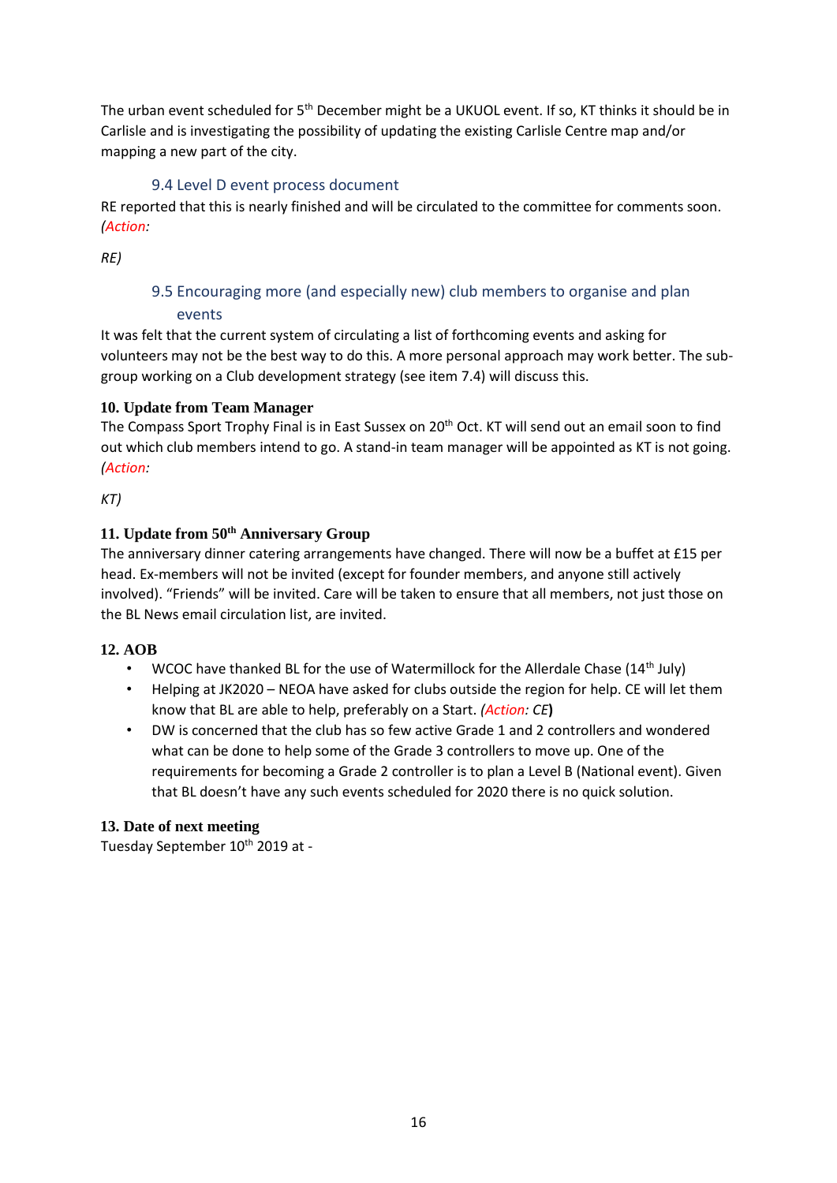The urban event scheduled for 5th December might be a UKUOL event. If so, KT thinks it should be in Carlisle and is investigating the possibility of updating the existing Carlisle Centre map and/or mapping a new part of the city.

### 9.4 Level D event process document

RE reported that this is nearly finished and will be circulated to the committee for comments soon. *(Action:*

*RE)*

### 9.5 Encouraging more (and especially new) club members to organise and plan events

It was felt that the current system of circulating a list of forthcoming events and asking for volunteers may not be the best way to do this. A more personal approach may work better. The sub-group working on a Club development strategy (see item 7.4) will discuss this.

**10. Update from Team Manager**

The Compass Sport Trophy Final is in East Sussex on 20th Oct. KT will send out an email soon to find out which club members intend to go. A stand-in team manager will be appointed as KT is not going. *(Action:*

*KT)*

**11. Update from 50th Anniversary Group**

The anniversary dinner catering arrangements have changed. There will now be a buffet at £15 per head. Ex-members will not be invited (except for founder members, and anyone still actively involved). "Friends" will be invited. Care will be taken to ensure that all members, not just those on the BL News email circulation list, are invited.

**12. AOB**

- WCOC have thanked BL for the use of Watermillock for the Allerdale Chase (14th July)
- Helping at JK2020 – NEOA have asked for clubs outside the region for help. CE will let them know that BL are able to help, preferably on a Start. *(Action: CE)*
- DW is concerned that the club has so few active Grade 1 and 2 controllers and wondered what can be done to help some of the Grade 3 controllers to move up. One of the requirements for becoming a Grade 2 controller is to plan a Level B (National event). Given that BL doesn't have any such events scheduled for 2020 there is no quick solution.

**13. Date of next meeting**

Tuesday September 10th 2019 at -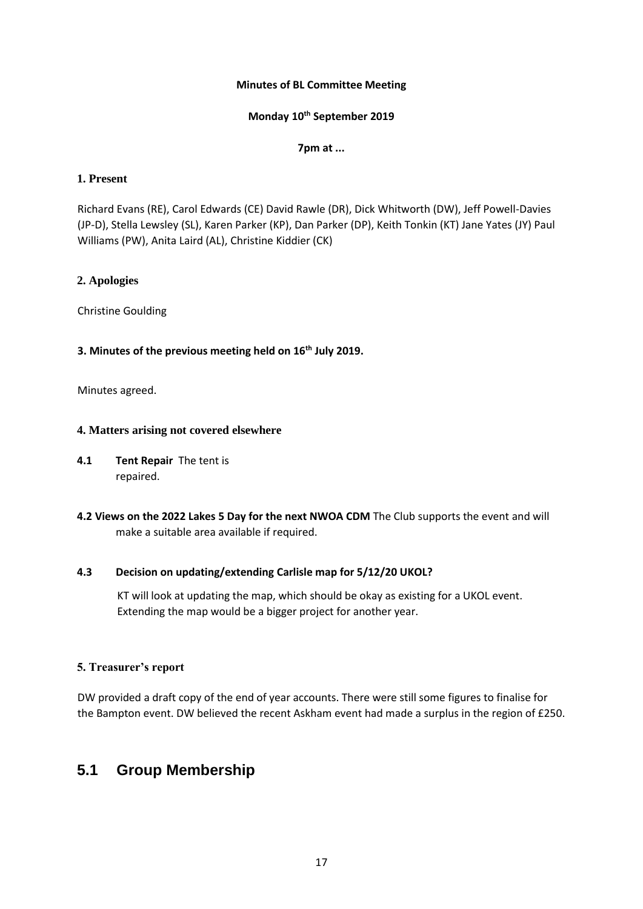**Minutes of BL Committee Meeting**

**Monday 10th September 2019**

**7pm at ...**

### 1. Present

Richard Evans (RE), Carol Edwards (CE) David Rawle (DR), Dick Whitworth (DW), Jeff Powell-Davies (JP-D), Stella Lewsley (SL), Karen Parker (KP), Dan Parker (DP), Keith Tonkin (KT) Jane Yates (JY) Paul Williams (PW), Anita Laird (AL), Christine Kiddier (CK)

### 2. Apologies

Christine Goulding

### 3. Minutes of the previous meeting held on 16th July 2019.

Minutes agreed.

### 4. Matters arising not covered elsewhere

**4.1 Tent Repair** The tent is repaired.

**4.2 Views on the 2022 Lakes 5 Day for the next NWOA CDM** The Club supports the event and will make a suitable area available if required.

**4.3 Decision on updating/extending Carlisle map for 5/12/20 UKOL?**

KT will look at updating the map, which should be okay as existing for a UKOL event. Extending the map would be a bigger project for another year.

### 5. Treasurer's report

DW provided a draft copy of the end of year accounts. There were still some figures to finalise for the Bampton event. DW believed the recent Askham event had made a surplus in the region of £250.

## 5.1 Group Membership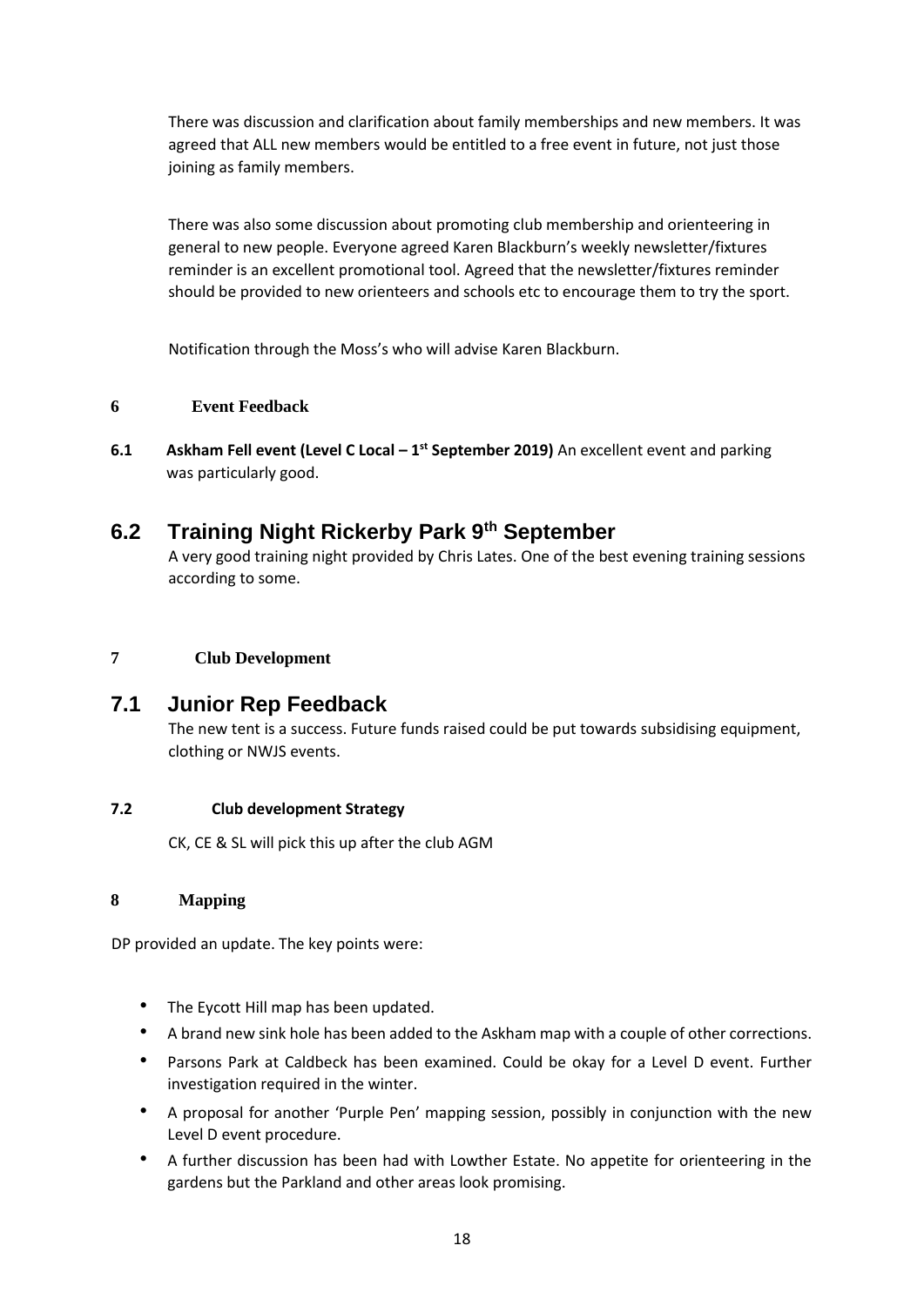There was discussion and clarification about family memberships and new members. It was agreed that ALL new members would be entitled to a free event in future, not just those joining as family members.

There was also some discussion about promoting club membership and orienteering in general to new people. Everyone agreed Karen Blackburn's weekly newsletter/fixtures reminder is an excellent promotional tool. Agreed that the newsletter/fixtures reminder should be provided to new orienteers and schools etc to encourage them to try the sport.

Notification through the Moss's who will advise Karen Blackburn.

## 6 Event Feedback

**6.1 Askham Fell event (Level C Local – 1st September 2019)** An excellent event and parking was particularly good.

### 6.2 Training Night Rickerby Park 9th September

A very good training night provided by Chris Lates. One of the best evening training sessions according to some.

## 7 Club Development

### 7.1 Junior Rep Feedback

The new tent is a success. Future funds raised could be put towards subsidising equipment, clothing or NWJS events.

**7.2 Club development Strategy**

CK, CE & SL will pick this up after the club AGM

## 8 Mapping

DP provided an update. The key points were:

- The Eycott Hill map has been updated.
- A brand new sink hole has been added to the Askham map with a couple of other corrections.
- Parsons Park at Caldbeck has been examined. Could be okay for a Level D event. Further investigation required in the winter.
- A proposal for another 'Purple Pen' mapping session, possibly in conjunction with the new Level D event procedure.
- A further discussion has been had with Lowther Estate. No appetite for orienteering in the gardens but the Parkland and other areas look promising.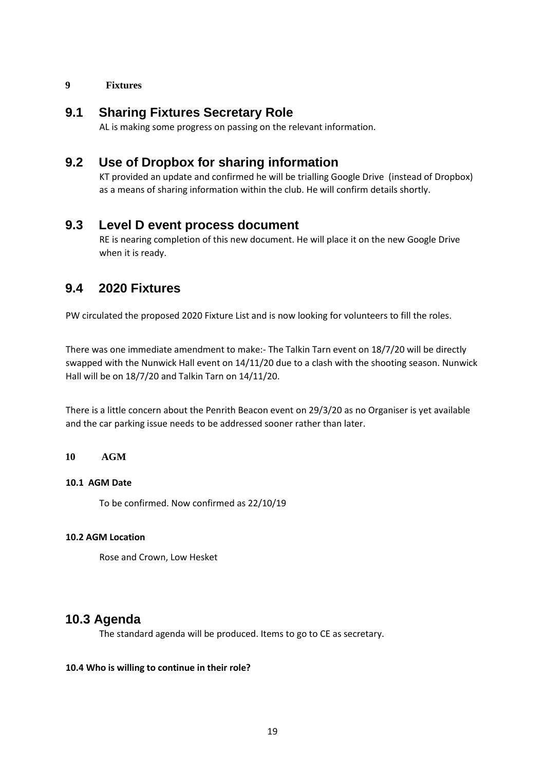## 9 Fixtures

### 9.1 Sharing Fixtures Secretary Role

AL is making some progress on passing on the relevant information.

### 9.2 Use of Dropbox for sharing information

KT provided an update and confirmed he will be trialling Google Drive (instead of Dropbox) as a means of sharing information within the club. He will confirm details shortly.

### 9.3 Level D event process document

RE is nearing completion of this new document. He will place it on the new Google Drive when it is ready.

### 9.4 2020 Fixtures

PW circulated the proposed 2020 Fixture List and is now looking for volunteers to fill the roles.

There was one immediate amendment to make:- The Talkin Tarn event on 18/7/20 will be directly swapped with the Nunwick Hall event on 14/11/20 due to a clash with the shooting season. Nunwick Hall will be on 18/7/20 and Talkin Tarn on 14/11/20.

There is a little concern about the Penrith Beacon event on 29/3/20 as no Organiser is yet available and the car parking issue needs to be addressed sooner rather than later.

## 10 AGM

**10.1 AGM Date**

To be confirmed. Now confirmed as 22/10/19

**10.2 AGM Location**

Rose and Crown, Low Hesket

### 10.3 Agenda

The standard agenda will be produced. Items to go to CE as secretary.

**10.4 Who is willing to continue in their role?**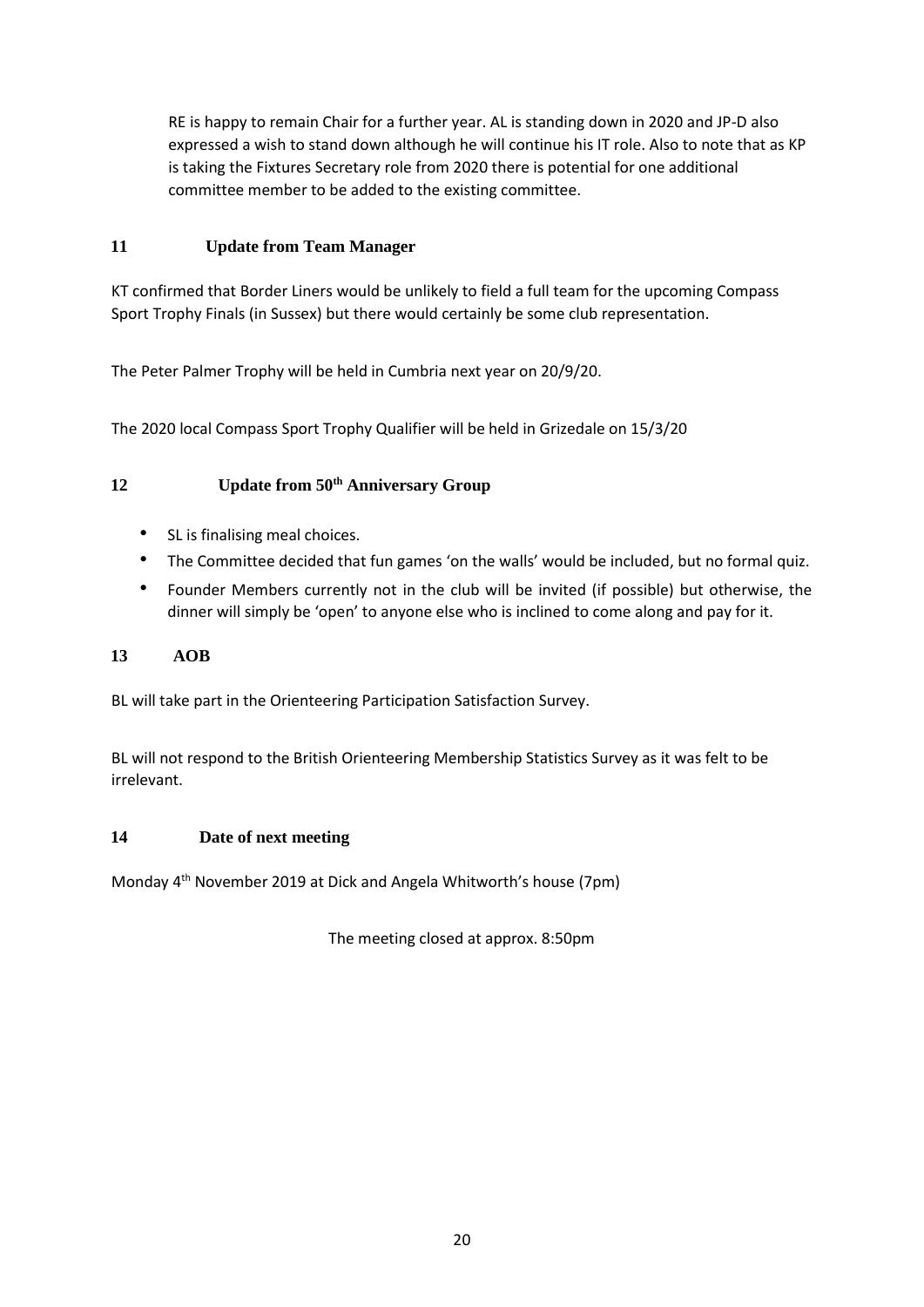RE is happy to remain Chair for a further year. AL is standing down in 2020 and JP-D also expressed a wish to stand down although he will continue his IT role. Also to note that as KP is taking the Fixtures Secretary role from 2020 there is potential for one additional committee member to be added to the existing committee.

## 11 Update from Team Manager

KT confirmed that Border Liners would be unlikely to field a full team for the upcoming Compass Sport Trophy Finals (in Sussex) but there would certainly be some club representation.

The Peter Palmer Trophy will be held in Cumbria next year on 20/9/20.

The 2020 local Compass Sport Trophy Qualifier will be held in Grizedale on 15/3/20

## 12 Update from 50th Anniversary Group

- SL is finalising meal choices.
- The Committee decided that fun games 'on the walls' would be included, but no formal quiz.
- Founder Members currently not in the club will be invited (if possible) but otherwise, the dinner will simply be 'open' to anyone else who is inclined to come along and pay for it.

## 13 AOB

BL will take part in the Orienteering Participation Satisfaction Survey.

BL will not respond to the British Orienteering Membership Statistics Survey as it was felt to be irrelevant.

## 14 Date of next meeting

Monday 4th November 2019 at Dick and Angela Whitworth's house (7pm)

The meeting closed at approx. 8:50pm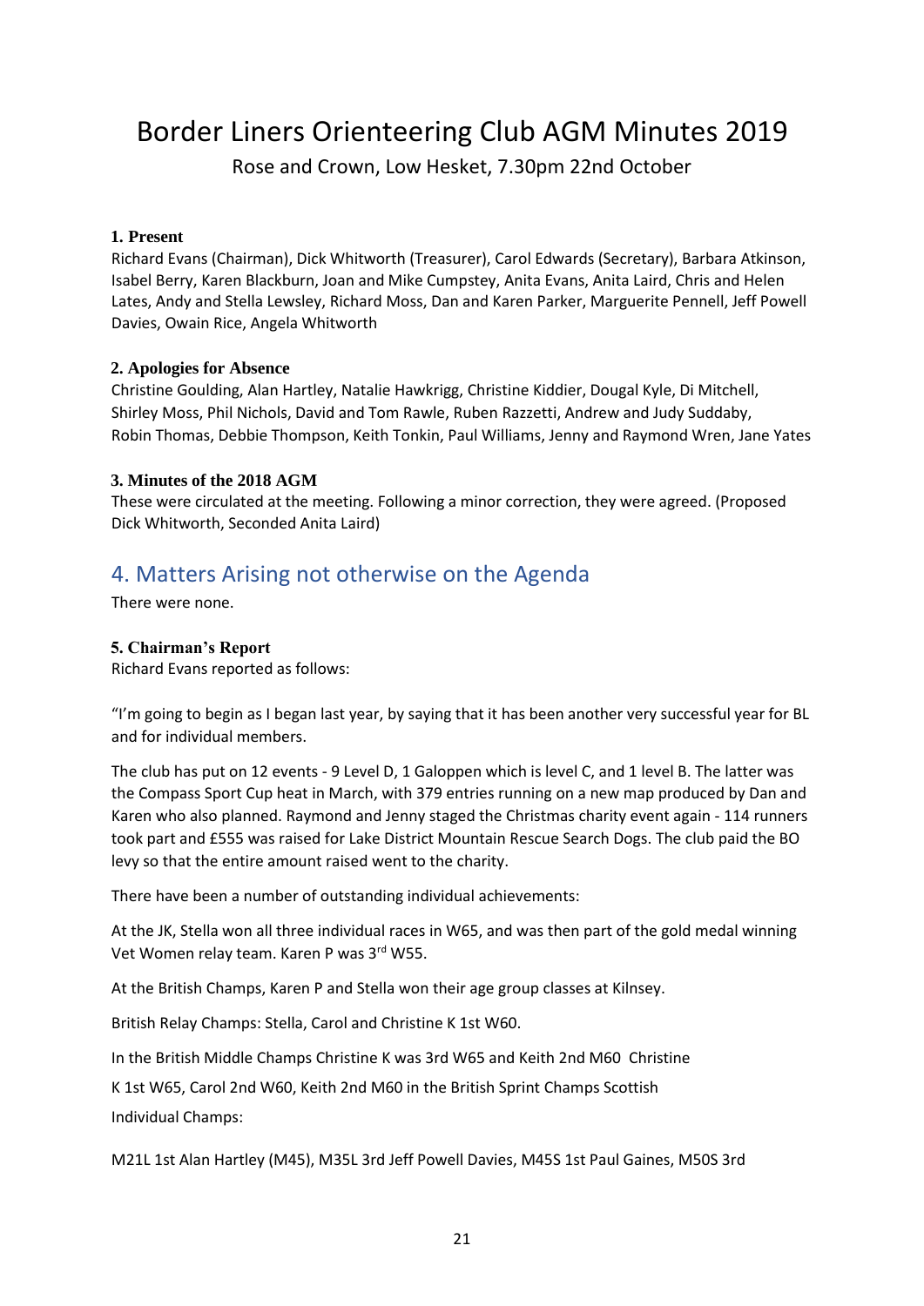# Border Liners Orienteering Club AGM Minutes 2019

Rose and Crown, Low Hesket, 7.30pm 22nd October

**1. Present**

Richard Evans (Chairman), Dick Whitworth (Treasurer), Carol Edwards (Secretary), Barbara Atkinson, Isabel Berry, Karen Blackburn, Joan and Mike Cumpstey, Anita Evans, Anita Laird, Chris and Helen Lates, Andy and Stella Lewsley, Richard Moss, Dan and Karen Parker, Marguerite Pennell, Jeff Powell Davies, Owain Rice, Angela Whitworth

**2. Apologies for Absence**

Christine Goulding, Alan Hartley, Natalie Hawkrigg, Christine Kiddier, Dougal Kyle, Di Mitchell, Shirley Moss, Phil Nichols, David and Tom Rawle, Ruben Razzetti, Andrew and Judy Suddaby, Robin Thomas, Debbie Thompson, Keith Tonkin, Paul Williams, Jenny and Raymond Wren, Jane Yates

**3. Minutes of the 2018 AGM**

These were circulated at the meeting. Following a minor correction, they were agreed. (Proposed Dick Whitworth, Seconded Anita Laird)

## 4. Matters Arising not otherwise on the Agenda

There were none.

**5. Chairman's Report**

Richard Evans reported as follows:

"I'm going to begin as I began last year, by saying that it has been another very successful year for BL and for individual members.

The club has put on 12 events - 9 Level D, 1 Galoppen which is level C, and 1 level B. The latter was the Compass Sport Cup heat in March, with 379 entries running on a new map produced by Dan and Karen who also planned. Raymond and Jenny staged the Christmas charity event again - 114 runners took part and £555 was raised for Lake District Mountain Rescue Search Dogs. The club paid the BO levy so that the entire amount raised went to the charity.

There have been a number of outstanding individual achievements:

At the JK, Stella won all three individual races in W65, and was then part of the gold medal winning Vet Women relay team. Karen P was 3rd W55.

At the British Champs, Karen P and Stella won their age group classes at Kilnsey.

British Relay Champs: Stella, Carol and Christine K 1st W60.

In the British Middle Champs Christine K was 3rd W65 and Keith 2nd M60 Christine K 1st W65, Carol 2nd W60, Keith 2nd M60 in the British Sprint Champs Scottish Individual Champs:

M21L 1st Alan Hartley (M45), M35L 3rd Jeff Powell Davies, M45S 1st Paul Gaines, M50S 3rd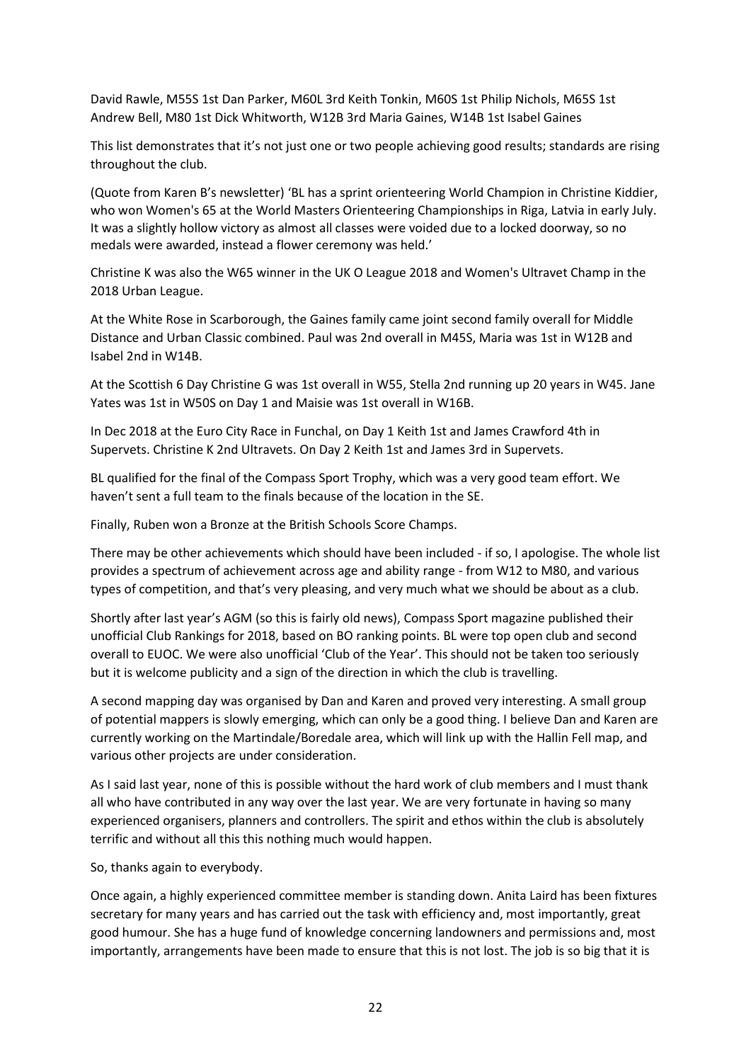David Rawle, M55S 1st Dan Parker, M60L 3rd Keith Tonkin, M60S 1st Philip Nichols, M65S 1st Andrew Bell, M80 1st Dick Whitworth, W12B 3rd Maria Gaines, W14B 1st Isabel Gaines

This list demonstrates that it's not just one or two people achieving good results; standards are rising throughout the club.

(Quote from Karen B's newsletter) 'BL has a sprint orienteering World Champion in Christine Kiddier, who won Women's 65 at the World Masters Orienteering Championships in Riga, Latvia in early July. It was a slightly hollow victory as almost all classes were voided due to a locked doorway, so no medals were awarded, instead a flower ceremony was held.'

Christine K was also the W65 winner in the UK O League 2018 and Women's Ultravet Champ in the 2018 Urban League.

At the White Rose in Scarborough, the Gaines family came joint second family overall for Middle Distance and Urban Classic combined. Paul was 2nd overall in M45S, Maria was 1st in W12B and Isabel 2nd in W14B.

At the Scottish 6 Day Christine G was 1st overall in W55, Stella 2nd running up 20 years in W45. Jane Yates was 1st in W50S on Day 1 and Maisie was 1st overall in W16B.

In Dec 2018 at the Euro City Race in Funchal, on Day 1 Keith 1st and James Crawford 4th in Supervets. Christine K 2nd Ultravets. On Day 2 Keith 1st and James 3rd in Supervets.

BL qualified for the final of the Compass Sport Trophy, which was a very good team effort. We haven't sent a full team to the finals because of the location in the SE.

Finally, Ruben won a Bronze at the British Schools Score Champs.

There may be other achievements which should have been included - if so, I apologise. The whole list provides a spectrum of achievement across age and ability range - from W12 to M80, and various types of competition, and that's very pleasing, and very much what we should be about as a club.

Shortly after last year's AGM (so this is fairly old news), Compass Sport magazine published their unofficial Club Rankings for 2018, based on BO ranking points. BL were top open club and second overall to EUOC. We were also unofficial 'Club of the Year'. This should not be taken too seriously but it is welcome publicity and a sign of the direction in which the club is travelling.

A second mapping day was organised by Dan and Karen and proved very interesting. A small group of potential mappers is slowly emerging, which can only be a good thing. I believe Dan and Karen are currently working on the Martindale/Boredale area, which will link up with the Hallin Fell map, and various other projects are under consideration.

As I said last year, none of this is possible without the hard work of club members and I must thank all who have contributed in any way over the last year. We are very fortunate in having so many experienced organisers, planners and controllers. The spirit and ethos within the club is absolutely terrific and without all this this nothing much would happen.

So, thanks again to everybody.

Once again, a highly experienced committee member is standing down. Anita Laird has been fixtures secretary for many years and has carried out the task with efficiency and, most importantly, great good humour. She has a huge fund of knowledge concerning landowners and permissions and, most importantly, arrangements have been made to ensure that this is not lost. The job is so big that it is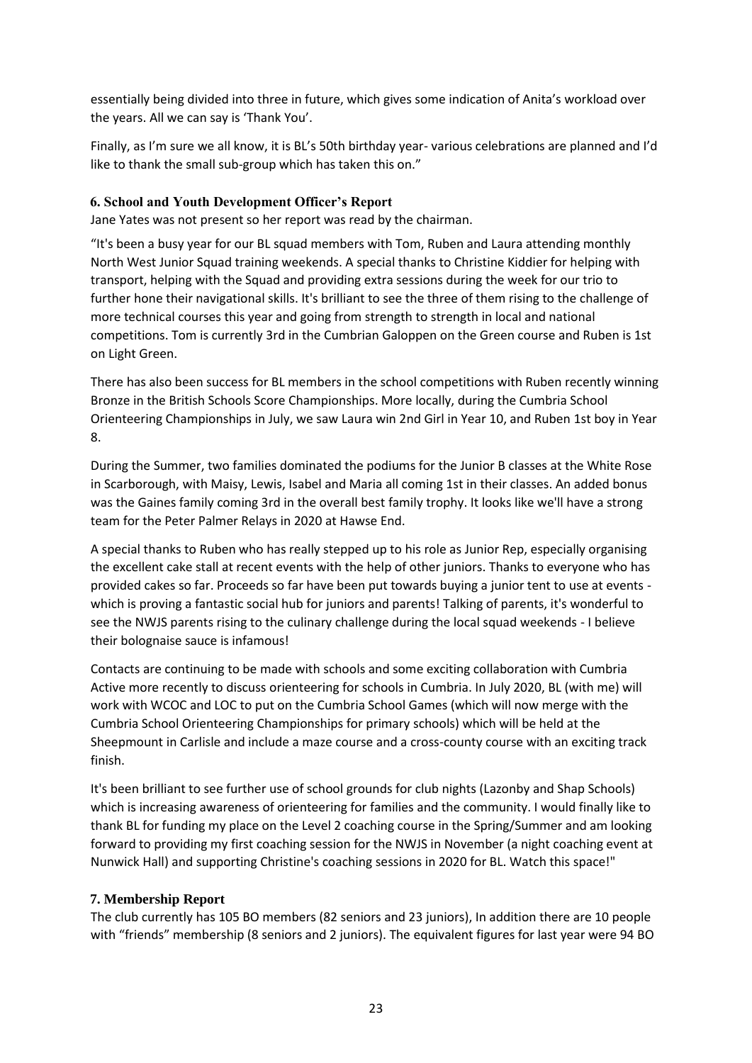essentially being divided into three in future, which gives some indication of Anita's workload over the years. All we can say is 'Thank You'.

Finally, as I'm sure we all know, it is BL's 50th birthday year- various celebrations are planned and I'd like to thank the small sub-group which has taken this on."

### 6. School and Youth Development Officer's Report

Jane Yates was not present so her report was read by the chairman.

"It's been a busy year for our BL squad members with Tom, Ruben and Laura attending monthly North West Junior Squad training weekends. A special thanks to Christine Kiddier for helping with transport, helping with the Squad and providing extra sessions during the week for our trio to further hone their navigational skills. It's brilliant to see the three of them rising to the challenge of more technical courses this year and going from strength to strength in local and national competitions. Tom is currently 3rd in the Cumbrian Galoppen on the Green course and Ruben is 1st on Light Green.

There has also been success for BL members in the school competitions with Ruben recently winning Bronze in the British Schools Score Championships. More locally, during the Cumbria School Orienteering Championships in July, we saw Laura win 2nd Girl in Year 10, and Ruben 1st boy in Year 8.

During the Summer, two families dominated the podiums for the Junior B classes at the White Rose in Scarborough, with Maisy, Lewis, Isabel and Maria all coming 1st in their classes. An added bonus was the Gaines family coming 3rd in the overall best family trophy. It looks like we'll have a strong team for the Peter Palmer Relays in 2020 at Hawse End.

A special thanks to Ruben who has really stepped up to his role as Junior Rep, especially organising the excellent cake stall at recent events with the help of other juniors. Thanks to everyone who has provided cakes so far. Proceeds so far have been put towards buying a junior tent to use at events - which is proving a fantastic social hub for juniors and parents! Talking of parents, it's wonderful to see the NWJS parents rising to the culinary challenge during the local squad weekends - I believe their bolognaise sauce is infamous!

Contacts are continuing to be made with schools and some exciting collaboration with Cumbria Active more recently to discuss orienteering for schools in Cumbria. In July 2020, BL (with me) will work with WCOC and LOC to put on the Cumbria School Games (which will now merge with the Cumbria School Orienteering Championships for primary schools) which will be held at the Sheepmount in Carlisle and include a maze course and a cross-county course with an exciting track finish.

It's been brilliant to see further use of school grounds for club nights (Lazonby and Shap Schools) which is increasing awareness of orienteering for families and the community. I would finally like to thank BL for funding my place on the Level 2 coaching course in the Spring/Summer and am looking forward to providing my first coaching session for the NWJS in November (a night coaching event at Nunwick Hall) and supporting Christine's coaching sessions in 2020 for BL. Watch this space!"

### 7. Membership Report

The club currently has 105 BO members (82 seniors and 23 juniors), In addition there are 10 people with "friends" membership (8 seniors and 2 juniors). The equivalent figures for last year were 94 BO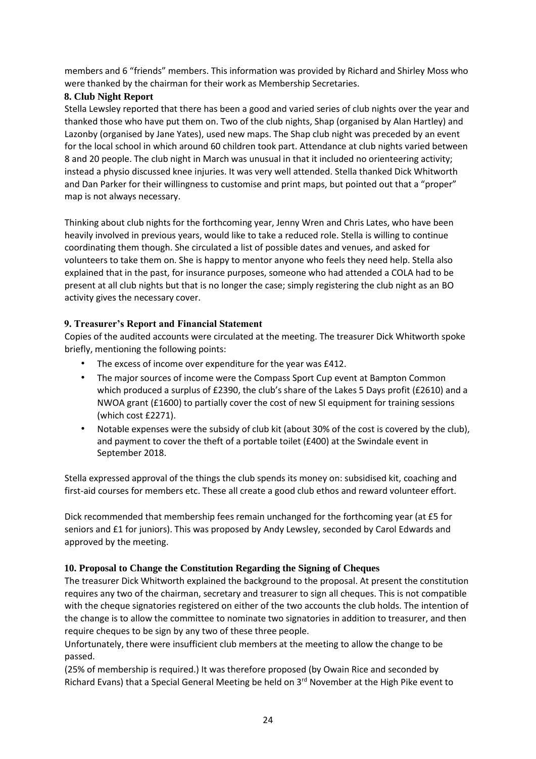members and 6 "friends" members. This information was provided by Richard and Shirley Moss who were thanked by the chairman for their work as Membership Secretaries.

**8. Club Night Report**

Stella Lewsley reported that there has been a good and varied series of club nights over the year and thanked those who have put them on. Two of the club nights, Shap (organised by Alan Hartley) and Lazonby (organised by Jane Yates), used new maps. The Shap club night was preceded by an event for the local school in which around 60 children took part. Attendance at club nights varied between 8 and 20 people. The club night in March was unusual in that it included no orienteering activity; instead a physio discussed knee injuries. It was very well attended. Stella thanked Dick Whitworth and Dan Parker for their willingness to customise and print maps, but pointed out that a "proper" map is not always necessary.

Thinking about club nights for the forthcoming year, Jenny Wren and Chris Lates, who have been heavily involved in previous years, would like to take a reduced role. Stella is willing to continue coordinating them though. She circulated a list of possible dates and venues, and asked for volunteers to take them on. She is happy to mentor anyone who feels they need help. Stella also explained that in the past, for insurance purposes, someone who had attended a COLA had to be present at all club nights but that is no longer the case; simply registering the club night as an BO activity gives the necessary cover.

**9. Treasurer's Report and Financial Statement**

Copies of the audited accounts were circulated at the meeting. The treasurer Dick Whitworth spoke briefly, mentioning the following points:

- The excess of income over expenditure for the year was £412.
- The major sources of income were the Compass Sport Cup event at Bampton Common which produced a surplus of £2390, the club's share of the Lakes 5 Days profit (£2610) and a NWOA grant (£1600) to partially cover the cost of new SI equipment for training sessions (which cost £2271).
- Notable expenses were the subsidy of club kit (about 30% of the cost is covered by the club), and payment to cover the theft of a portable toilet (£400) at the Swindale event in September 2018.

Stella expressed approval of the things the club spends its money on: subsidised kit, coaching and first-aid courses for members etc. These all create a good club ethos and reward volunteer effort.

Dick recommended that membership fees remain unchanged for the forthcoming year (at £5 for seniors and £1 for juniors). This was proposed by Andy Lewsley, seconded by Carol Edwards and approved by the meeting.

**10. Proposal to Change the Constitution Regarding the Signing of Cheques**

The treasurer Dick Whitworth explained the background to the proposal. At present the constitution requires any two of the chairman, secretary and treasurer to sign all cheques. This is not compatible with the cheque signatories registered on either of the two accounts the club holds. The intention of the change is to allow the committee to nominate two signatories in addition to treasurer, and then require cheques to be sign by any two of these three people.

Unfortunately, there were insufficient club members at the meeting to allow the change to be passed.

(25% of membership is required.) It was therefore proposed (by Owain Rice and seconded by Richard Evans) that a Special General Meeting be held on 3rd November at the High Pike event to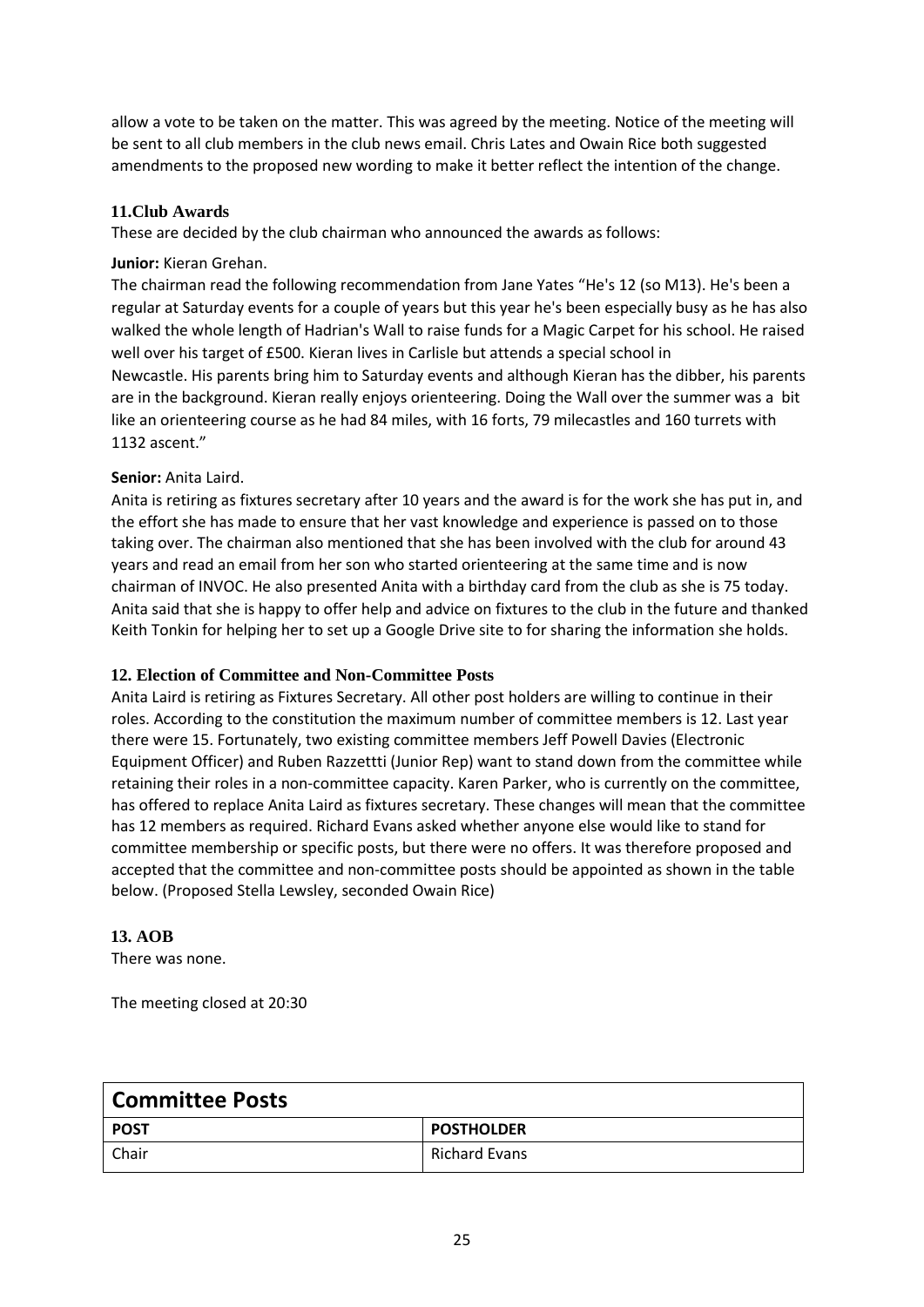allow a vote to be taken on the matter. This was agreed by the meeting. Notice of the meeting will be sent to all club members in the club news email. Chris Lates and Owain Rice both suggested amendments to the proposed new wording to make it better reflect the intention of the change.

### 11.Club Awards

These are decided by the club chairman who announced the awards as follows:

**Junior:** Kieran Grehan.

The chairman read the following recommendation from Jane Yates "He's 12 (so M13). He's been a regular at Saturday events for a couple of years but this year he's been especially busy as he has also walked the whole length of Hadrian's Wall to raise funds for a Magic Carpet for his school. He raised well over his target of £500. Kieran lives in Carlisle but attends a special school in Newcastle. His parents bring him to Saturday events and although Kieran has the dibber, his parents are in the background. Kieran really enjoys orienteering. Doing the Wall over the summer was a bit like an orienteering course as he had 84 miles, with 16 forts, 79 milecastles and 160 turrets with 1132 ascent."

**Senior:** Anita Laird.

Anita is retiring as fixtures secretary after 10 years and the award is for the work she has put in, and the effort she has made to ensure that her vast knowledge and experience is passed on to those taking over. The chairman also mentioned that she has been involved with the club for around 43 years and read an email from her son who started orienteering at the same time and is now chairman of INVOC. He also presented Anita with a birthday card from the club as she is 75 today. Anita said that she is happy to offer help and advice on fixtures to the club in the future and thanked Keith Tonkin for helping her to set up a Google Drive site to for sharing the information she holds.

### 12. Election of Committee and Non-Committee Posts

Anita Laird is retiring as Fixtures Secretary. All other post holders are willing to continue in their roles. According to the constitution the maximum number of committee members is 12. Last year there were 15. Fortunately, two existing committee members Jeff Powell Davies (Electronic Equipment Officer) and Ruben Razzettti (Junior Rep) want to stand down from the committee while retaining their roles in a non-committee capacity. Karen Parker, who is currently on the committee, has offered to replace Anita Laird as fixtures secretary. These changes will mean that the committee has 12 members as required. Richard Evans asked whether anyone else would like to stand for committee membership or specific posts, but there were no offers. It was therefore proposed and accepted that the committee and non-committee posts should be appointed as shown in the table below. (Proposed Stella Lewsley, seconded Owain Rice)

### 13. AOB

There was none.

The meeting closed at 20:30

| **Committee Posts** | |
|---|---|
| **POST** | **POSTHOLDER** |
| Chair | Richard Evans |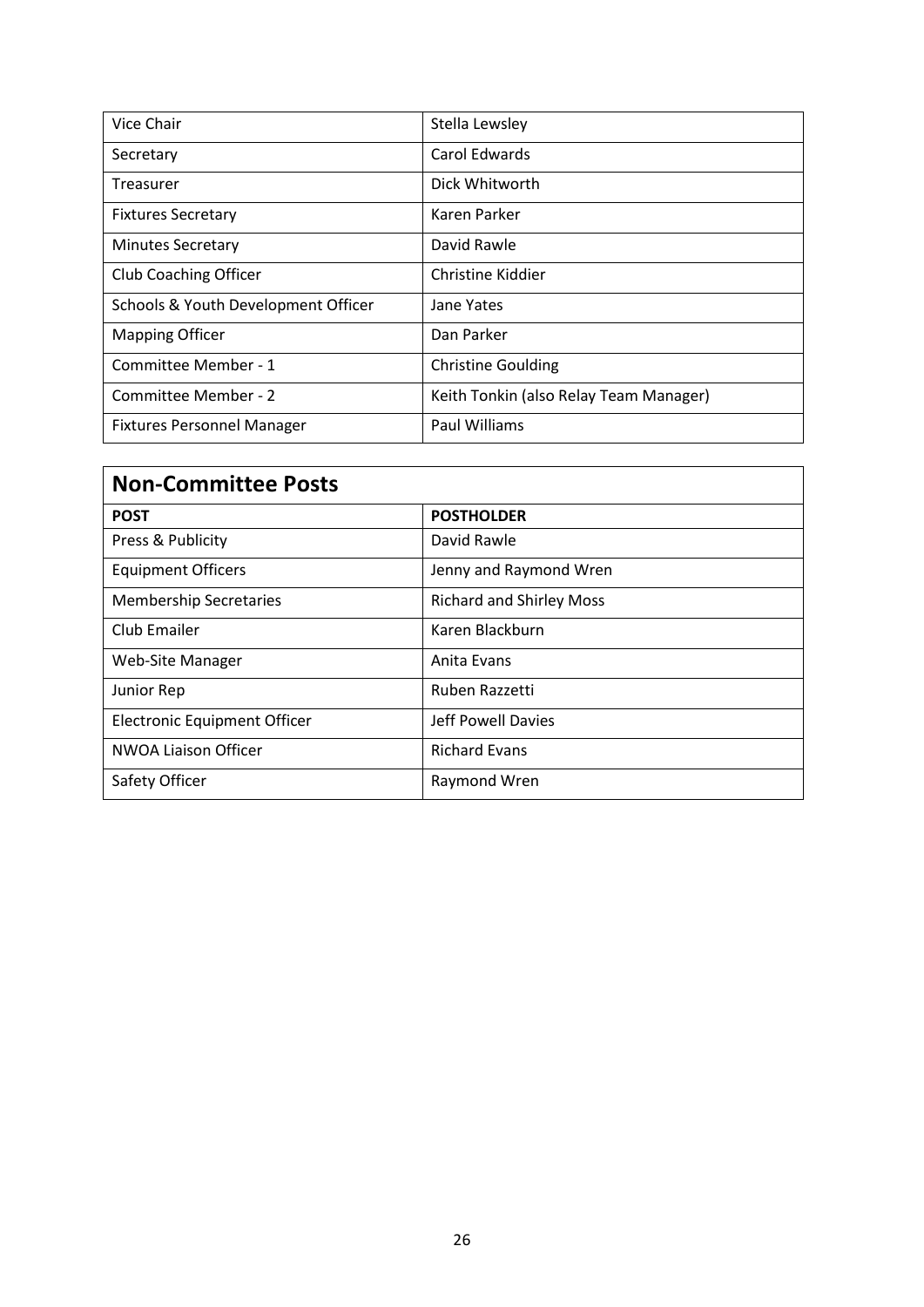| | |
|---|---|
| Vice Chair | Stella Lewsley |
| Secretary | Carol Edwards |
| Treasurer | Dick Whitworth |
| Fixtures Secretary | Karen Parker |
| Minutes Secretary | David Rawle |
| Club Coaching Officer | Christine Kiddier |
| Schools & Youth Development Officer | Jane Yates |
| Mapping Officer | Dan Parker |
| Committee Member - 1 | Christine Goulding |
| Committee Member - 2 | Keith Tonkin (also Relay Team Manager) |
| Fixtures Personnel Manager | Paul Williams |

## Non-Committee Posts

| POST | POSTHOLDER |
|---|---|
| Press & Publicity | David Rawle |
| Equipment Officers | Jenny and Raymond Wren |
| Membership Secretaries | Richard and Shirley Moss |
| Club Emailer | Karen Blackburn |
| Web-Site Manager | Anita Evans |
| Junior Rep | Ruben Razzetti |
| Electronic Equipment Officer | Jeff Powell Davies |
| NWOA Liaison Officer | Richard Evans |
| Safety Officer | Raymond Wren |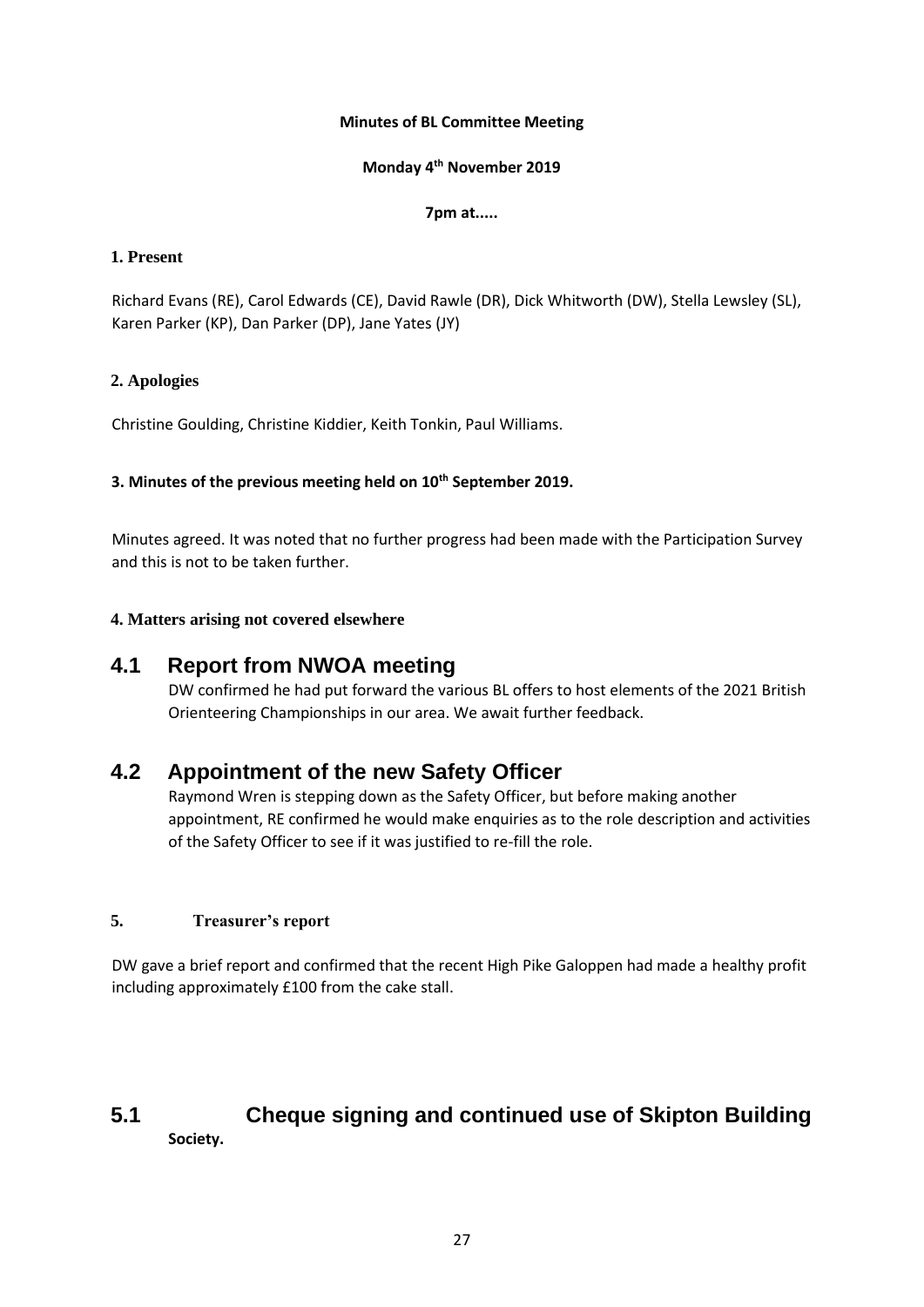**Minutes of BL Committee Meeting**

**Monday 4th November 2019**

**7pm at.....**

**1. Present**

Richard Evans (RE), Carol Edwards (CE), David Rawle (DR), Dick Whitworth (DW), Stella Lewsley (SL), Karen Parker (KP), Dan Parker (DP), Jane Yates (JY)

**2. Apologies**

Christine Goulding, Christine Kiddier, Keith Tonkin, Paul Williams.

**3. Minutes of the previous meeting held on 10th September 2019.**

Minutes agreed. It was noted that no further progress had been made with the Participation Survey and this is not to be taken further.

**4. Matters arising not covered elsewhere**

## 4.1 Report from NWOA meeting

DW confirmed he had put forward the various BL offers to host elements of the 2021 British Orienteering Championships in our area. We await further feedback.

## 4.2 Appointment of the new Safety Officer

Raymond Wren is stepping down as the Safety Officer, but before making another appointment, RE confirmed he would make enquiries as to the role description and activities of the Safety Officer to see if it was justified to re-fill the role.

**5. Treasurer's report**

DW gave a brief report and confirmed that the recent High Pike Galoppen had made a healthy profit including approximately £100 from the cake stall.

## 5.1 Cheque signing and continued use of Skipton Building Society.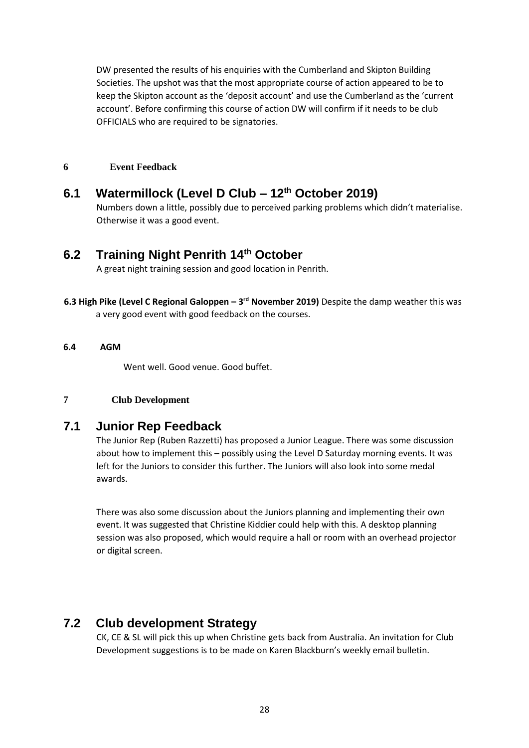DW presented the results of his enquiries with the Cumberland and Skipton Building Societies. The upshot was that the most appropriate course of action appeared to be to keep the Skipton account as the 'deposit account' and use the Cumberland as the 'current account'. Before confirming this course of action DW will confirm if it needs to be club OFFICIALS who are required to be signatories.

## 6 Event Feedback

### 6.1 Watermillock (Level D Club – 12th October 2019)

Numbers down a little, possibly due to perceived parking problems which didn't materialise. Otherwise it was a good event.

### 6.2 Training Night Penrith 14th October

A great night training session and good location in Penrith.

**6.3 High Pike (Level C Regional Galoppen – 3rd November 2019)** Despite the damp weather this was a very good event with good feedback on the courses.

**6.4 AGM**

Went well. Good venue. Good buffet.

## 7 Club Development

### 7.1 Junior Rep Feedback

The Junior Rep (Ruben Razzetti) has proposed a Junior League. There was some discussion about how to implement this – possibly using the Level D Saturday morning events. It was left for the Juniors to consider this further. The Juniors will also look into some medal awards.

There was also some discussion about the Juniors planning and implementing their own event. It was suggested that Christine Kiddier could help with this. A desktop planning session was also proposed, which would require a hall or room with an overhead projector or digital screen.

### 7.2 Club development Strategy

CK, CE & SL will pick this up when Christine gets back from Australia. An invitation for Club Development suggestions is to be made on Karen Blackburn's weekly email bulletin.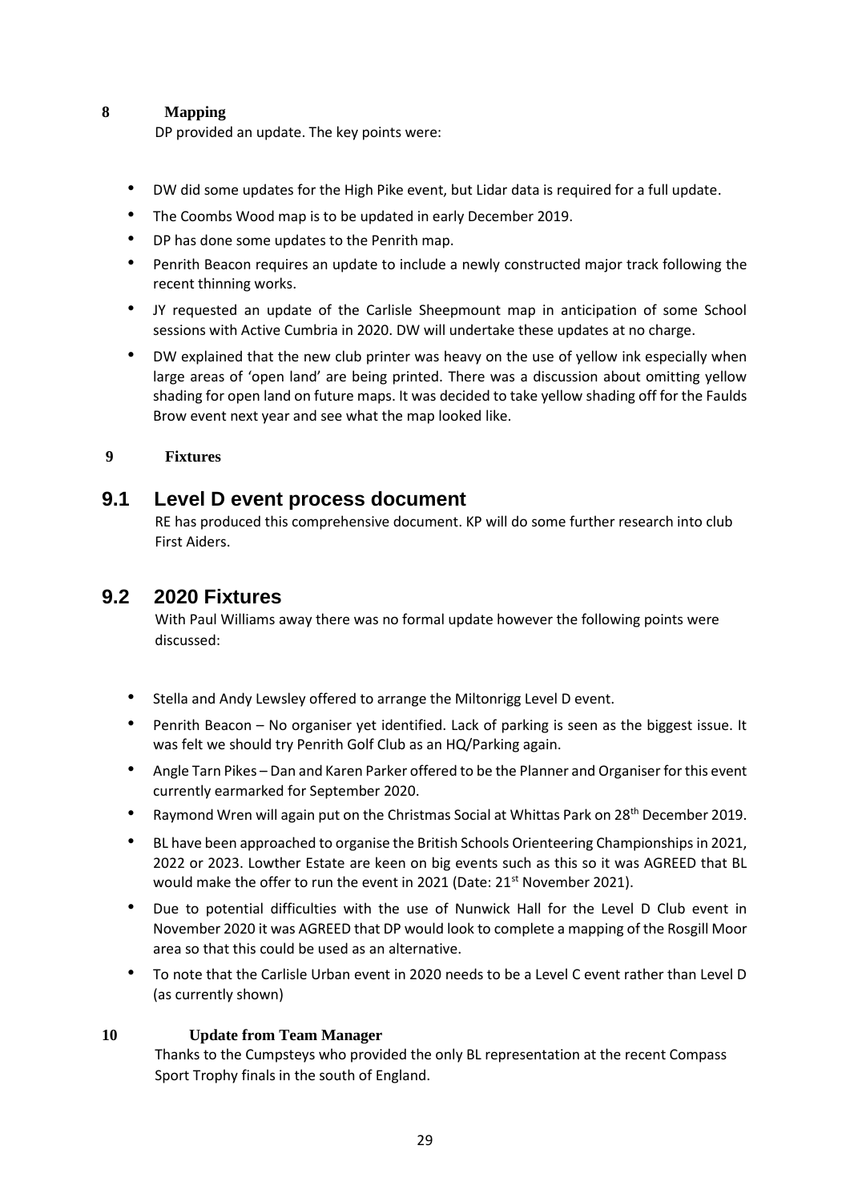## 8 Mapping

DP provided an update. The key points were:

- DW did some updates for the High Pike event, but Lidar data is required for a full update.
- The Coombs Wood map is to be updated in early December 2019.
- DP has done some updates to the Penrith map.
- Penrith Beacon requires an update to include a newly constructed major track following the recent thinning works.
- JY requested an update of the Carlisle Sheepmount map in anticipation of some School sessions with Active Cumbria in 2020. DW will undertake these updates at no charge.
- DW explained that the new club printer was heavy on the use of yellow ink especially when large areas of 'open land' are being printed. There was a discussion about omitting yellow shading for open land on future maps. It was decided to take yellow shading off for the Faulds Brow event next year and see what the map looked like.

## 9 Fixtures

### 9.1 Level D event process document

RE has produced this comprehensive document. KP will do some further research into club First Aiders.

### 9.2 2020 Fixtures

With Paul Williams away there was no formal update however the following points were discussed:

- Stella and Andy Lewsley offered to arrange the Miltonrigg Level D event.
- Penrith Beacon – No organiser yet identified. Lack of parking is seen as the biggest issue. It was felt we should try Penrith Golf Club as an HQ/Parking again.
- Angle Tarn Pikes – Dan and Karen Parker offered to be the Planner and Organiser for this event currently earmarked for September 2020.
- Raymond Wren will again put on the Christmas Social at Whittas Park on 28th December 2019.
- BL have been approached to organise the British Schools Orienteering Championships in 2021, 2022 or 2023. Lowther Estate are keen on big events such as this so it was AGREED that BL would make the offer to run the event in 2021 (Date: 21st November 2021).
- Due to potential difficulties with the use of Nunwick Hall for the Level D Club event in November 2020 it was AGREED that DP would look to complete a mapping of the Rosgill Moor area so that this could be used as an alternative.
- To note that the Carlisle Urban event in 2020 needs to be a Level C event rather than Level D (as currently shown)

## 10 Update from Team Manager

Thanks to the Cumpsteys who provided the only BL representation at the recent Compass Sport Trophy finals in the south of England.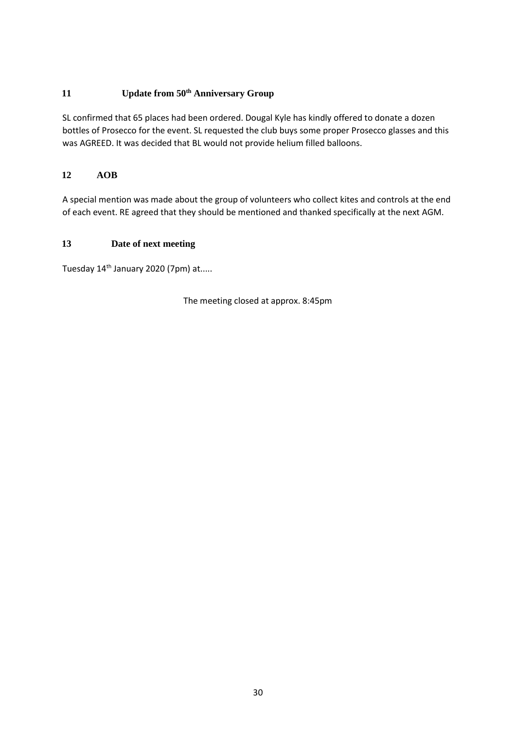## 11 Update from 50th Anniversary Group

SL confirmed that 65 places had been ordered. Dougal Kyle has kindly offered to donate a dozen bottles of Prosecco for the event. SL requested the club buys some proper Prosecco glasses and this was AGREED. It was decided that BL would not provide helium filled balloons.

## 12 AOB

A special mention was made about the group of volunteers who collect kites and controls at the end of each event. RE agreed that they should be mentioned and thanked specifically at the next AGM.

## 13 Date of next meeting

Tuesday 14th January 2020 (7pm) at.....

The meeting closed at approx. 8:45pm